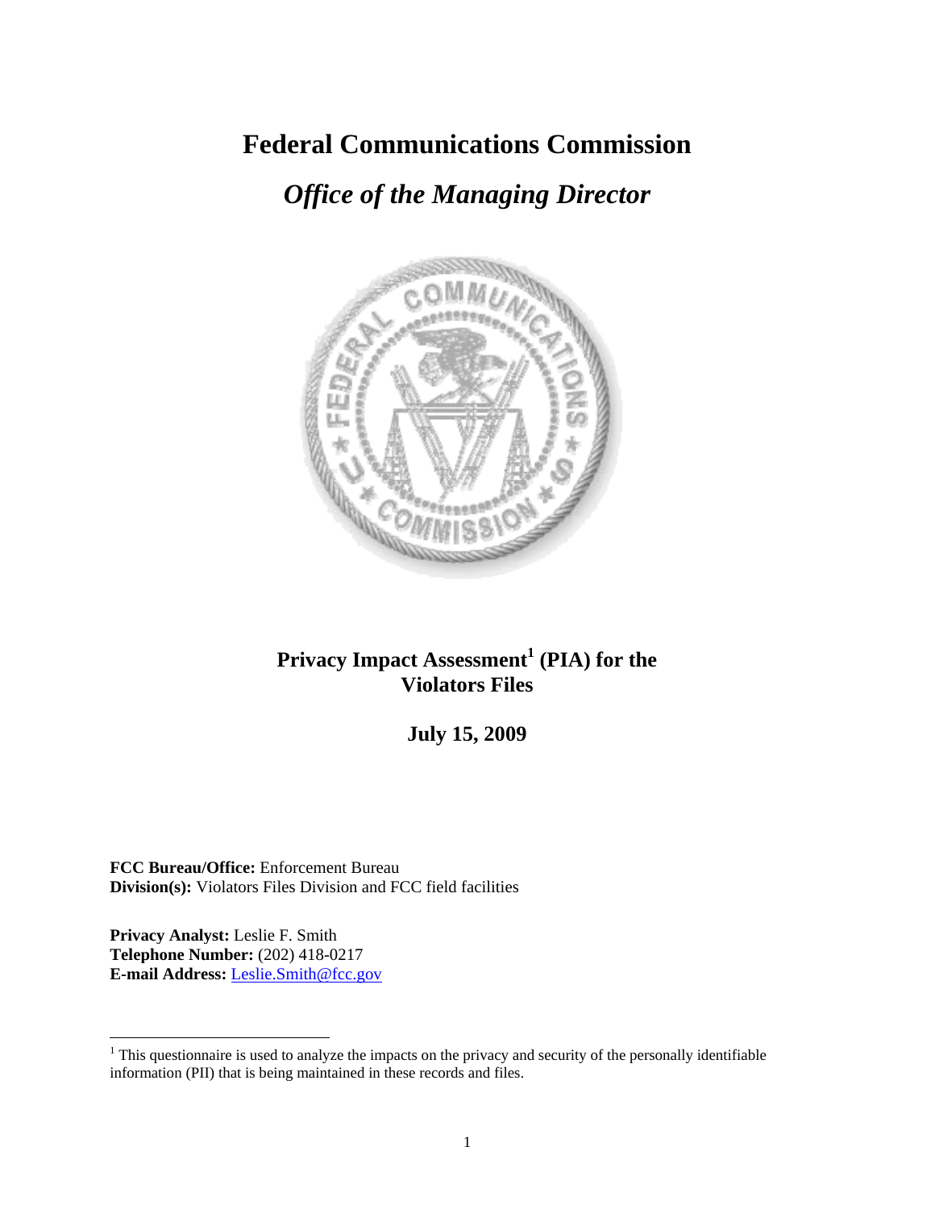# Federal Communications Commission

## *Office of the Managing Director*

## Privacy Impact Assessment[1] (PIA) for the Violators Files

## July 15, 2009

**FCC Bureau/Office:** Enforcement Bureau
**Division(s):** Violators Files Division and FCC field facilities

**Privacy Analyst:** Leslie F. Smith
**Telephone Number:** (202) 418-0217
**E-mail Address:** Leslie.Smith@fcc.gov

---

[1] This questionnaire is used to analyze the impacts on the privacy and security of the personally identifiable information (PII) that is being maintained in these records and files.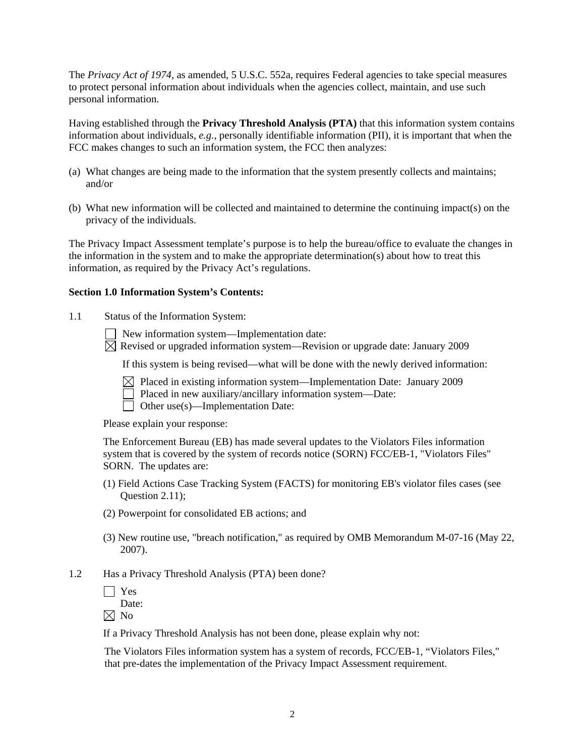The *Privacy Act of 1974*, as amended, 5 U.S.C. 552a, requires Federal agencies to take special measures to protect personal information about individuals when the agencies collect, maintain, and use such personal information.

Having established through the **Privacy Threshold Analysis (PTA)** that this information system contains information about individuals, *e.g.*, personally identifiable information (PII), it is important that when the FCC makes changes to such an information system, the FCC then analyzes:

(a) What changes are being made to the information that the system presently collects and maintains; and/or

(b) What new information will be collected and maintained to determine the continuing impact(s) on the privacy of the individuals.

The Privacy Impact Assessment template's purpose is to help the bureau/office to evaluate the changes in the information in the system and to make the appropriate determination(s) about how to treat this information, as required by the Privacy Act's regulations.

**Section 1.0 Information System's Contents:**

1.1 Status of the Information System:

☐ New information system—Implementation date:
☒ Revised or upgraded information system—Revision or upgrade date: January 2009

If this system is being revised—what will be done with the newly derived information:

☒ Placed in existing information system—Implementation Date: January 2009
☐ Placed in new auxiliary/ancillary information system—Date:
☐ Other use(s)—Implementation Date:

Please explain your response:

The Enforcement Bureau (EB) has made several updates to the Violators Files information system that is covered by the system of records notice (SORN) FCC/EB-1, "Violators Files" SORN. The updates are:

(1) Field Actions Case Tracking System (FACTS) for monitoring EB's violator files cases (see Question 2.11);

(2) Powerpoint for consolidated EB actions; and

(3) New routine use, "breach notification," as required by OMB Memorandum M-07-16 (May 22, 2007).

1.2 Has a Privacy Threshold Analysis (PTA) been done?

☐ Yes
Date:
☒ No

If a Privacy Threshold Analysis has not been done, please explain why not:

The Violators Files information system has a system of records, FCC/EB-1, "Violators Files," that pre-dates the implementation of the Privacy Impact Assessment requirement.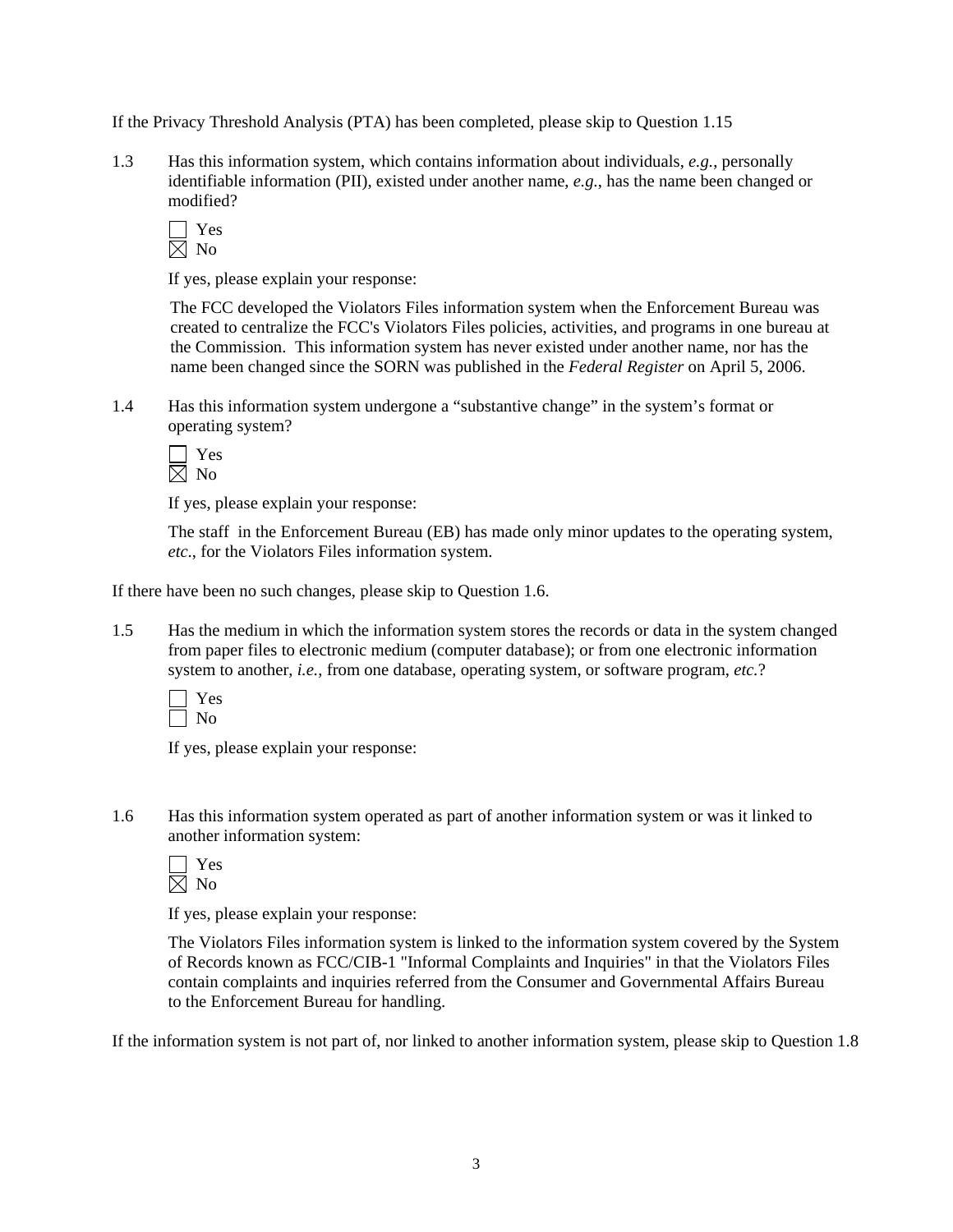If the Privacy Threshold Analysis (PTA) has been completed, please skip to Question 1.15

1.3 Has this information system, which contains information about individuals, *e.g.*, personally identifiable information (PII), existed under another name, *e.g.*, has the name been changed or modified?

☐ Yes
☒ No

If yes, please explain your response:

The FCC developed the Violators Files information system when the Enforcement Bureau was created to centralize the FCC's Violators Files policies, activities, and programs in one bureau at the Commission. This information system has never existed under another name, nor has the name been changed since the SORN was published in the *Federal Register* on April 5, 2006.

1.4 Has this information system undergone a "substantive change" in the system's format or operating system?

☐ Yes
☒ No

If yes, please explain your response:

The staff in the Enforcement Bureau (EB) has made only minor updates to the operating system, *etc*., for the Violators Files information system.

If there have been no such changes, please skip to Question 1.6.

1.5 Has the medium in which the information system stores the records or data in the system changed from paper files to electronic medium (computer database); or from one electronic information system to another, *i.e.*, from one database, operating system, or software program, *etc.*?

☐ Yes
☐ No

If yes, please explain your response:

1.6 Has this information system operated as part of another information system or was it linked to another information system:

☐ Yes
☒ No

If yes, please explain your response:

The Violators Files information system is linked to the information system covered by the System of Records known as FCC/CIB-1 "Informal Complaints and Inquiries" in that the Violators Files contain complaints and inquiries referred from the Consumer and Governmental Affairs Bureau to the Enforcement Bureau for handling.

If the information system is not part of, nor linked to another information system, please skip to Question 1.8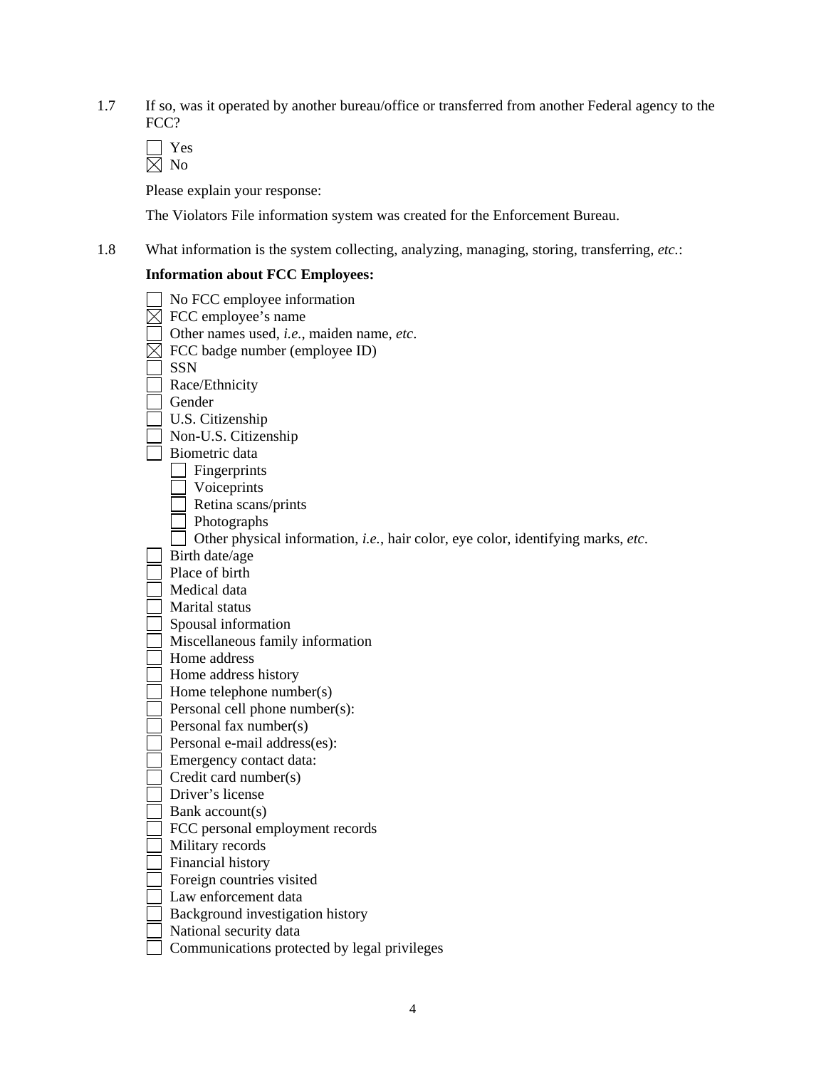1.7 If so, was it operated by another bureau/office or transferred from another Federal agency to the FCC?

☐ Yes
☒ No

Please explain your response:

The Violators File information system was created for the Enforcement Bureau.

1.8 What information is the system collecting, analyzing, managing, storing, transferring, *etc.*:

**Information about FCC Employees:**

☐ No FCC employee information
☒ FCC employee's name
☐ Other names used, *i.e.*, maiden name, *etc*.
☒ FCC badge number (employee ID)
☐ SSN
☐ Race/Ethnicity
☐ Gender
☐ U.S. Citizenship
☐ Non-U.S. Citizenship
☐ Biometric data
  ☐ Fingerprints
  ☐ Voiceprints
  ☐ Retina scans/prints
  ☐ Photographs
  ☐ Other physical information, *i.e.*, hair color, eye color, identifying marks, *etc*.
☐ Birth date/age
☐ Place of birth
☐ Medical data
☐ Marital status
☐ Spousal information
☐ Miscellaneous family information
☐ Home address
☐ Home address history
☐ Home telephone number(s)
☐ Personal cell phone number(s):
☐ Personal fax number(s)
☐ Personal e-mail address(es):
☐ Emergency contact data:
☐ Credit card number(s)
☐ Driver's license
☐ Bank account(s)
☐ FCC personal employment records
☐ Military records
☐ Financial history
☐ Foreign countries visited
☐ Law enforcement data
☐ Background investigation history
☐ National security data
☐ Communications protected by legal privileges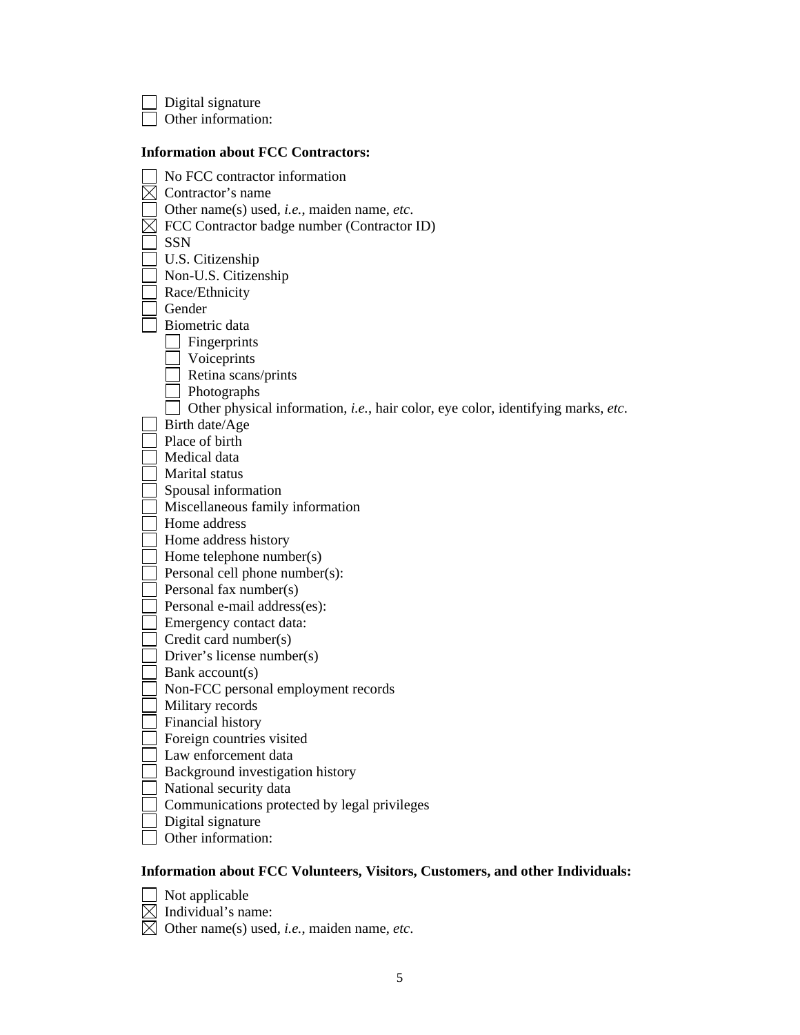- [ ] Digital signature
- [ ] Other information:

**Information about FCC Contractors:**

- [ ] No FCC contractor information
- [x] Contractor's name
- [ ] Other name(s) used, *i.e.*, maiden name, *etc*.
- [x] FCC Contractor badge number (Contractor ID)
- [ ] SSN
- [ ] U.S. Citizenship
- [ ] Non-U.S. Citizenship
- [ ] Race/Ethnicity
- [ ] Gender
- [ ] Biometric data
  - [ ] Fingerprints
  - [ ] Voiceprints
  - [ ] Retina scans/prints
  - [ ] Photographs
  - [ ] Other physical information, *i.e.*, hair color, eye color, identifying marks, *etc*.
- [ ] Birth date/Age
- [ ] Place of birth
- [ ] Medical data
- [ ] Marital status
- [ ] Spousal information
- [ ] Miscellaneous family information
- [ ] Home address
- [ ] Home address history
- [ ] Home telephone number(s)
- [ ] Personal cell phone number(s):
- [ ] Personal fax number(s)
- [ ] Personal e-mail address(es):
- [ ] Emergency contact data:
- [ ] Credit card number(s)
- [ ] Driver's license number(s)
- [ ] Bank account(s)
- [ ] Non-FCC personal employment records
- [ ] Military records
- [ ] Financial history
- [ ] Foreign countries visited
- [ ] Law enforcement data
- [ ] Background investigation history
- [ ] National security data
- [ ] Communications protected by legal privileges
- [ ] Digital signature
- [ ] Other information:

**Information about FCC Volunteers, Visitors, Customers, and other Individuals:**

- [ ] Not applicable
- [x] Individual's name:
- [x] Other name(s) used, *i.e.*, maiden name, *etc*.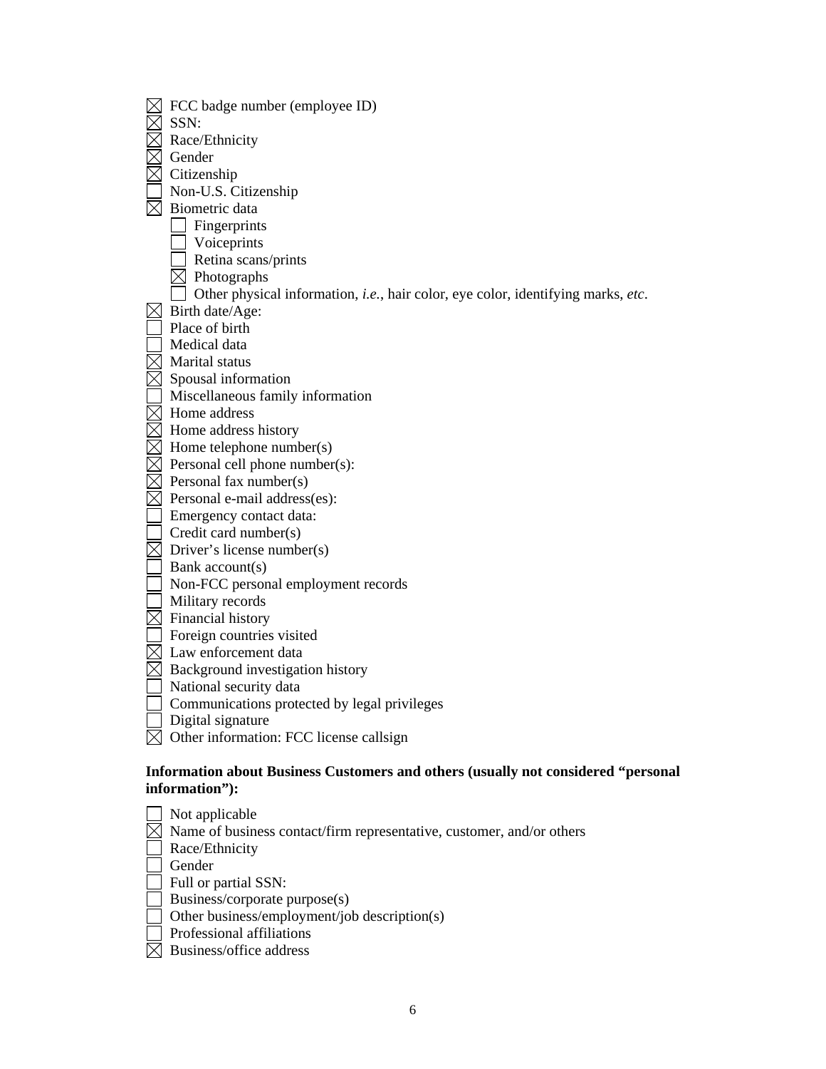☒ FCC badge number (employee ID)
☒ SSN:
☒ Race/Ethnicity
☒ Gender
☒ Citizenship
☐ Non-U.S. Citizenship
☒ Biometric data
  ☐ Fingerprints
  ☐ Voiceprints
  ☐ Retina scans/prints
  ☒ Photographs
  ☐ Other physical information, *i.e.*, hair color, eye color, identifying marks, *etc*.
☒ Birth date/Age:
☐ Place of birth
☐ Medical data
☒ Marital status
☒ Spousal information
☐ Miscellaneous family information
☒ Home address
☒ Home address history
☒ Home telephone number(s)
☒ Personal cell phone number(s):
☒ Personal fax number(s)
☒ Personal e-mail address(es):
☐ Emergency contact data:
☐ Credit card number(s)
☒ Driver's license number(s)
☐ Bank account(s)
☐ Non-FCC personal employment records
☐ Military records
☒ Financial history
☐ Foreign countries visited
☒ Law enforcement data
☒ Background investigation history
☐ National security data
☐ Communications protected by legal privileges
☐ Digital signature
☒ Other information: FCC license callsign

**Information about Business Customers and others (usually not considered "personal information"):**

☐ Not applicable
☒ Name of business contact/firm representative, customer, and/or others
☐ Race/Ethnicity
☐ Gender
☐ Full or partial SSN:
☐ Business/corporate purpose(s)
☐ Other business/employment/job description(s)
☐ Professional affiliations
☒ Business/office address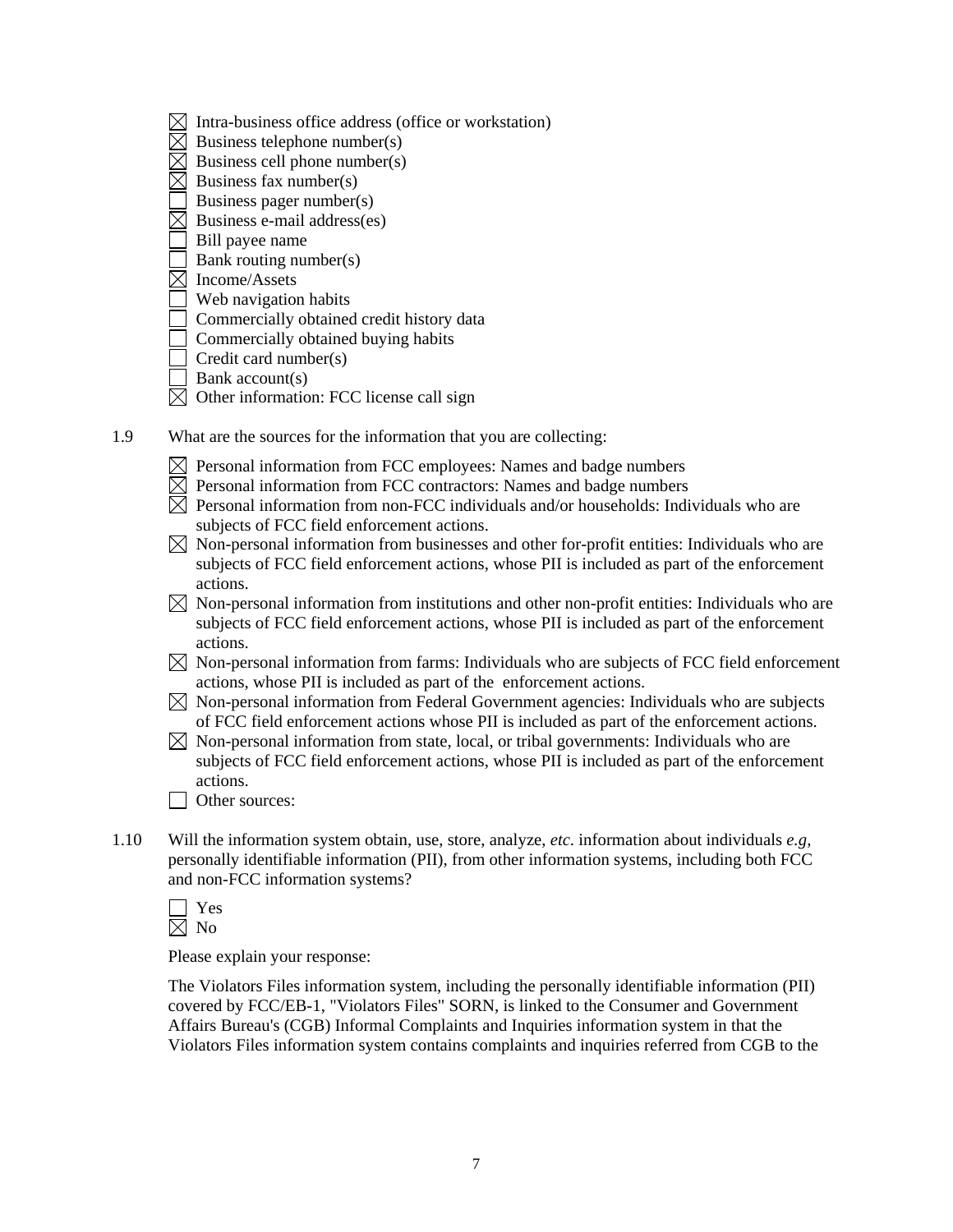- ☒ Intra-business office address (office or workstation)
- ☒ Business telephone number(s)
- ☒ Business cell phone number(s)
- ☒ Business fax number(s)
- ☐ Business pager number(s)
- ☒ Business e-mail address(es)
- ☐ Bill payee name
- ☐ Bank routing number(s)
- ☒ Income/Assets
- ☐ Web navigation habits
- ☐ Commercially obtained credit history data
- ☐ Commercially obtained buying habits
- ☐ Credit card number(s)
- ☐ Bank account(s)
- ☒ Other information: FCC license call sign

1.9 What are the sources for the information that you are collecting:

- ☒ Personal information from FCC employees: Names and badge numbers
- ☒ Personal information from FCC contractors: Names and badge numbers
- ☒ Personal information from non-FCC individuals and/or households: Individuals who are subjects of FCC field enforcement actions.
- ☒ Non-personal information from businesses and other for-profit entities: Individuals who are subjects of FCC field enforcement actions, whose PII is included as part of the enforcement actions.
- ☒ Non-personal information from institutions and other non-profit entities: Individuals who are subjects of FCC field enforcement actions, whose PII is included as part of the enforcement actions.
- ☒ Non-personal information from farms: Individuals who are subjects of FCC field enforcement actions, whose PII is included as part of the enforcement actions.
- ☒ Non-personal information from Federal Government agencies: Individuals who are subjects of FCC field enforcement actions whose PII is included as part of the enforcement actions.
- ☒ Non-personal information from state, local, or tribal governments: Individuals who are subjects of FCC field enforcement actions, whose PII is included as part of the enforcement actions.
- ☐ Other sources:

1.10 Will the information system obtain, use, store, analyze, *etc*. information about individuals *e.g*, personally identifiable information (PII), from other information systems, including both FCC and non-FCC information systems?

- ☐ Yes
- ☒ No

Please explain your response:

The Violators Files information system, including the personally identifiable information (PII) covered by FCC/EB-1, "Violators Files" SORN, is linked to the Consumer and Government Affairs Bureau's (CGB) Informal Complaints and Inquiries information system in that the Violators Files information system contains complaints and inquiries referred from CGB to the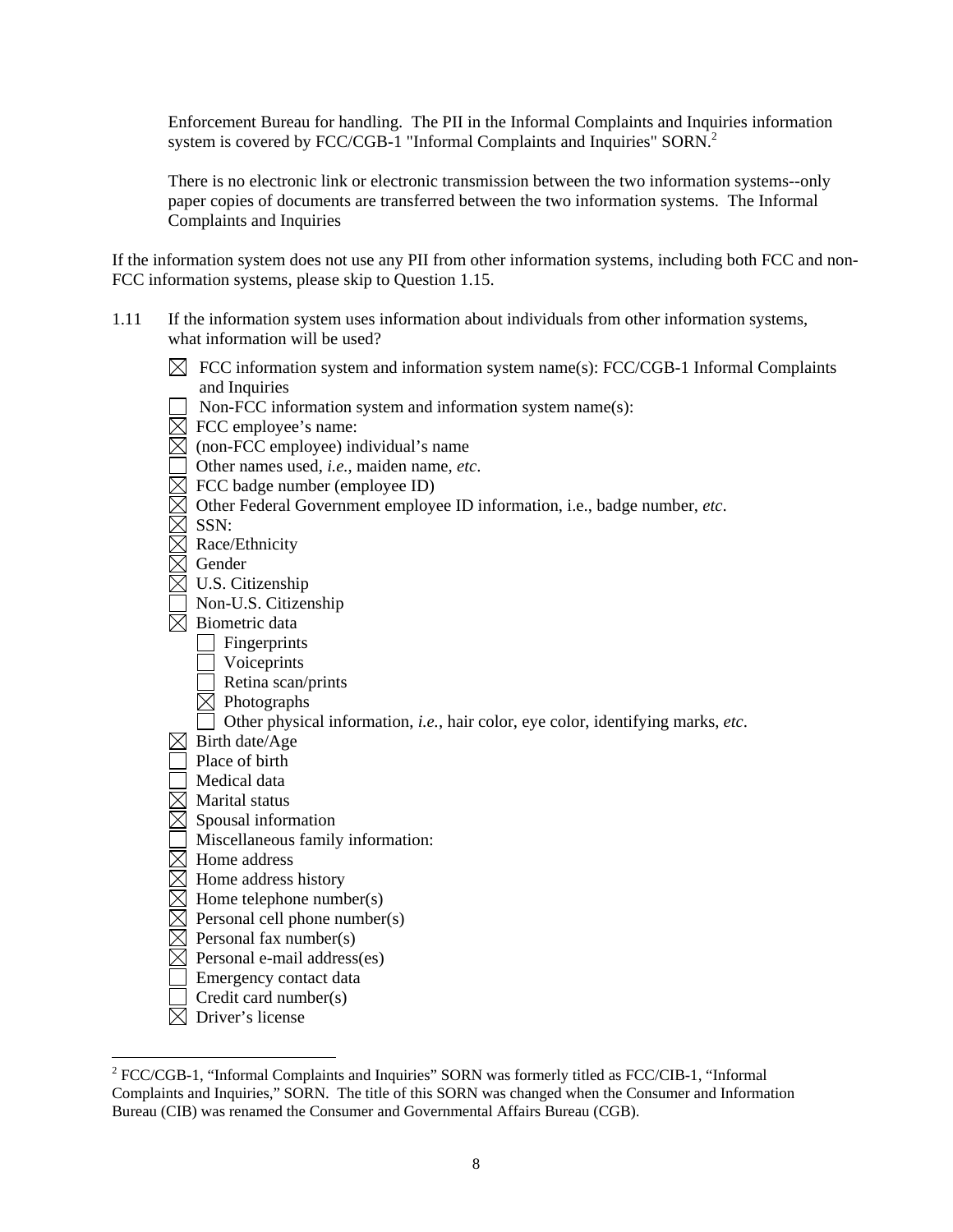Enforcement Bureau for handling. The PII in the Informal Complaints and Inquiries information system is covered by FCC/CGB-1 "Informal Complaints and Inquiries" SORN.[2]

There is no electronic link or electronic transmission between the two information systems--only paper copies of documents are transferred between the two information systems. The Informal Complaints and Inquiries

If the information system does not use any PII from other information systems, including both FCC and non-FCC information systems, please skip to Question 1.15.

1.11 If the information system uses information about individuals from other information systems, what information will be used?

- ☒ FCC information system and information system name(s): FCC/CGB-1 Informal Complaints and Inquiries
- ☐ Non-FCC information system and information system name(s):
- ☒ FCC employee's name:
- ☒ (non-FCC employee) individual's name
- ☐ Other names used, *i.e.*, maiden name, *etc*.
- ☒ FCC badge number (employee ID)
- ☒ Other Federal Government employee ID information, i.e., badge number, *etc*.
- ☒ SSN:
- ☒ Race/Ethnicity
- ☒ Gender
- ☒ U.S. Citizenship
- ☐ Non-U.S. Citizenship
- ☒ Biometric data
  - ☐ Fingerprints
  - ☐ Voiceprints
  - ☐ Retina scan/prints
  - ☒ Photographs
  - ☐ Other physical information, *i.e.*, hair color, eye color, identifying marks, *etc*.
- ☒ Birth date/Age
- ☐ Place of birth
- ☐ Medical data
- ☒ Marital status
- ☒ Spousal information
- ☐ Miscellaneous family information:
- ☒ Home address
- ☒ Home address history
- ☒ Home telephone number(s)
- ☒ Personal cell phone number(s)
- ☒ Personal fax number(s)
- ☒ Personal e-mail address(es)
- ☐ Emergency contact data
- ☐ Credit card number(s)
- ☒ Driver's license

[2] FCC/CGB-1, "Informal Complaints and Inquiries" SORN was formerly titled as FCC/CIB-1, "Informal Complaints and Inquiries," SORN. The title of this SORN was changed when the Consumer and Information Bureau (CIB) was renamed the Consumer and Governmental Affairs Bureau (CGB).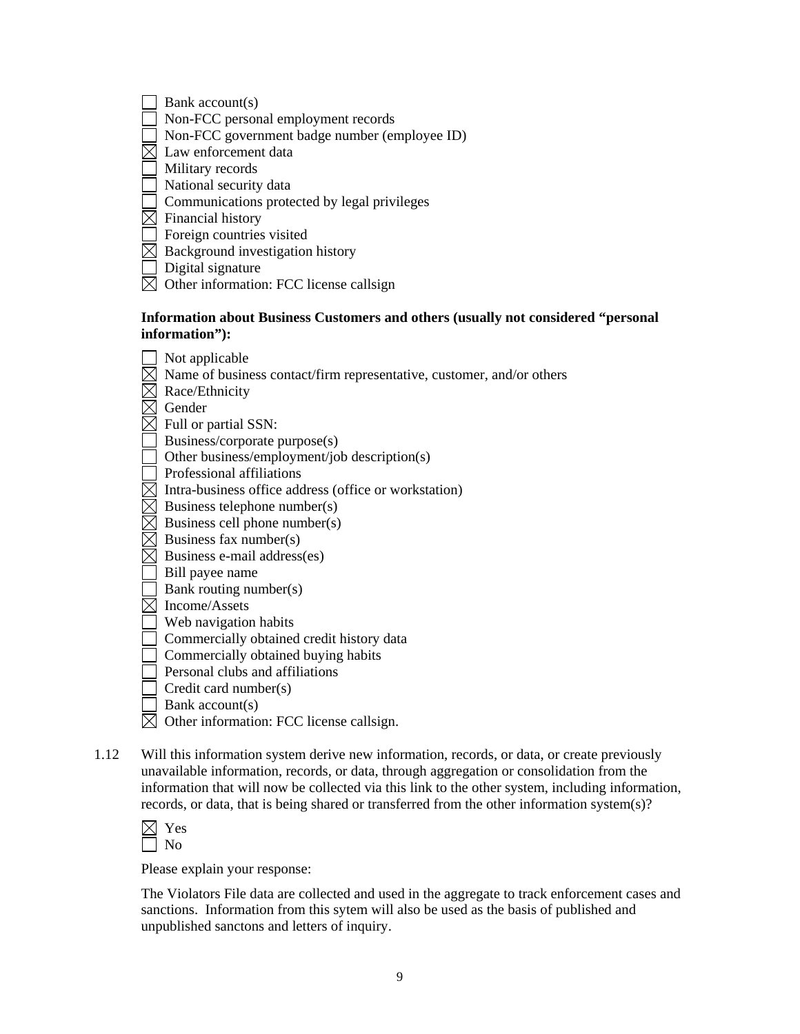- ☐ Bank account(s)
- ☐ Non-FCC personal employment records
- ☐ Non-FCC government badge number (employee ID)
- ☒ Law enforcement data
- ☐ Military records
- ☐ National security data
- ☐ Communications protected by legal privileges
- ☒ Financial history
- ☐ Foreign countries visited
- ☒ Background investigation history
- ☐ Digital signature
- ☒ Other information: FCC license callsign

**Information about Business Customers and others (usually not considered "personal information"):**

- ☐ Not applicable
- ☒ Name of business contact/firm representative, customer, and/or others
- ☒ Race/Ethnicity
- ☒ Gender
- ☒ Full or partial SSN:
- ☐ Business/corporate purpose(s)
- ☐ Other business/employment/job description(s)
- ☐ Professional affiliations
- ☒ Intra-business office address (office or workstation)
- ☒ Business telephone number(s)
- ☒ Business cell phone number(s)
- ☒ Business fax number(s)
- ☒ Business e-mail address(es)
- ☐ Bill payee name
- ☐ Bank routing number(s)
- ☒ Income/Assets
- ☐ Web navigation habits
- ☐ Commercially obtained credit history data
- ☐ Commercially obtained buying habits
- ☐ Personal clubs and affiliations
- ☐ Credit card number(s)
- ☐ Bank account(s)
- ☒ Other information: FCC license callsign.

1.12 Will this information system derive new information, records, or data, or create previously unavailable information, records, or data, through aggregation or consolidation from the information that will now be collected via this link to the other system, including information, records, or data, that is being shared or transferred from the other information system(s)?

- ☒ Yes
- ☐ No

Please explain your response:

The Violators File data are collected and used in the aggregate to track enforcement cases and sanctions. Information from this sytem will also be used as the basis of published and unpublished sanctons and letters of inquiry.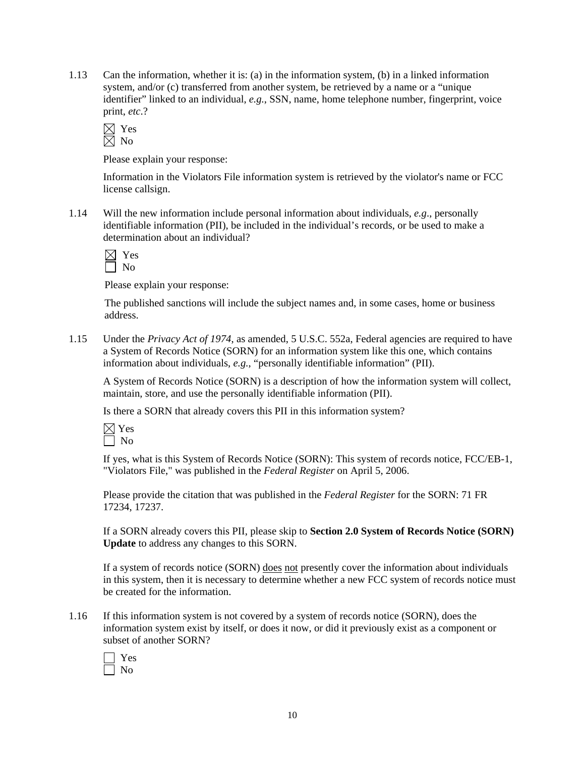1.13 Can the information, whether it is: (a) in the information system, (b) in a linked information system, and/or (c) transferred from another system, be retrieved by a name or a "unique identifier" linked to an individual, *e.g.*, SSN, name, home telephone number, fingerprint, voice print, *etc*.?

☒ Yes
☒ No

Please explain your response:

Information in the Violators File information system is retrieved by the violator's name or FCC license callsign.

1.14 Will the new information include personal information about individuals, *e.g*., personally identifiable information (PII), be included in the individual's records, or be used to make a determination about an individual?

☒ Yes
☐ No

Please explain your response:

The published sanctions will include the subject names and, in some cases, home or business address.

1.15 Under the *Privacy Act of 1974*, as amended, 5 U.S.C. 552a, Federal agencies are required to have a System of Records Notice (SORN) for an information system like this one, which contains information about individuals, *e.g.*, "personally identifiable information" (PII).

A System of Records Notice (SORN) is a description of how the information system will collect, maintain, store, and use the personally identifiable information (PII).

Is there a SORN that already covers this PII in this information system?

☒ Yes
☐ No

If yes, what is this System of Records Notice (SORN): This system of records notice, FCC/EB-1, "Violators File," was published in the *Federal Register* on April 5, 2006.

Please provide the citation that was published in the *Federal Register* for the SORN: 71 FR 17234, 17237.

If a SORN already covers this PII, please skip to **Section 2.0 System of Records Notice (SORN) Update** to address any changes to this SORN.

If a system of records notice (SORN) does not presently cover the information about individuals in this system, then it is necessary to determine whether a new FCC system of records notice must be created for the information.

1.16 If this information system is not covered by a system of records notice (SORN), does the information system exist by itself, or does it now, or did it previously exist as a component or subset of another SORN?

☐ Yes
☐ No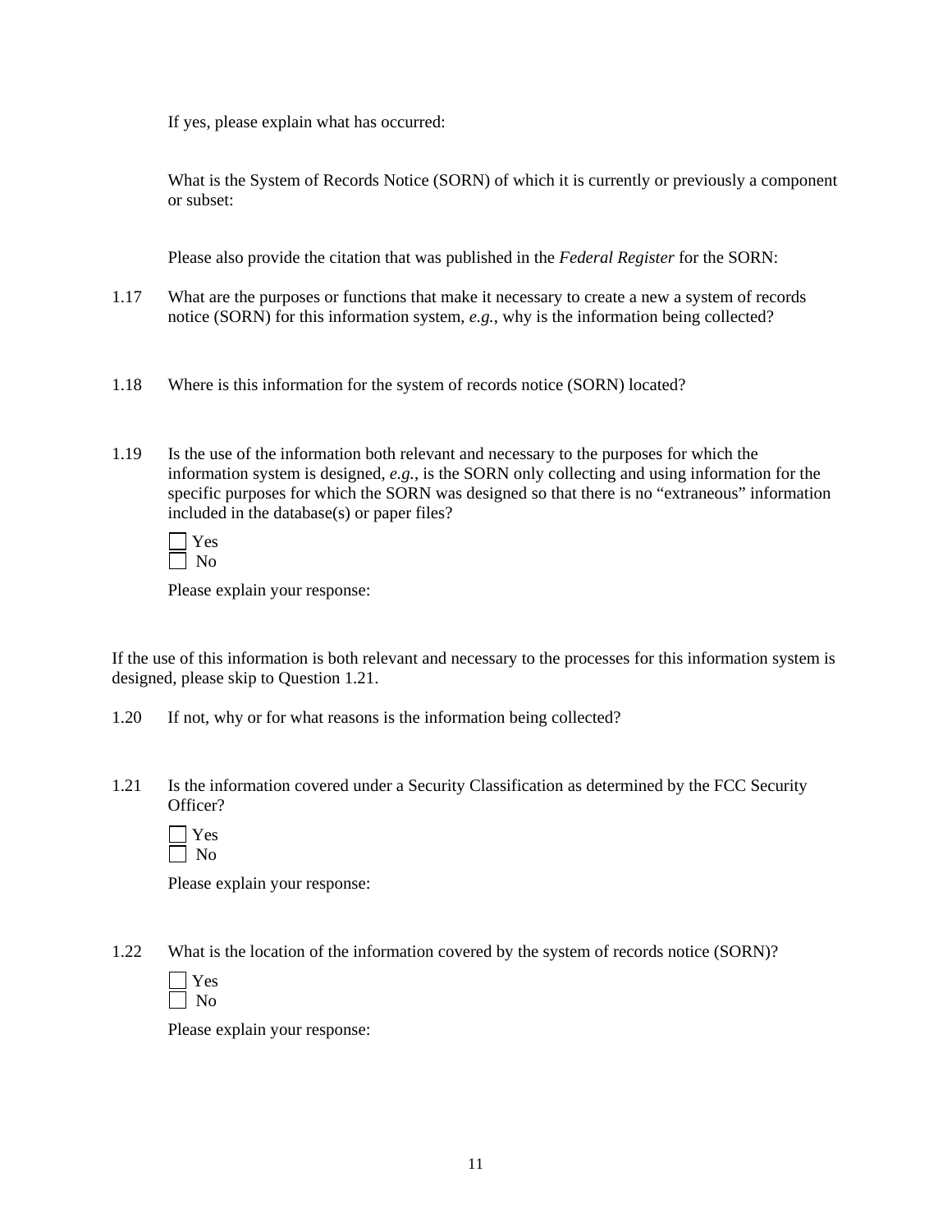If yes, please explain what has occurred:

What is the System of Records Notice (SORN) of which it is currently or previously a component or subset:

Please also provide the citation that was published in the *Federal Register* for the SORN:

1.17 What are the purposes or functions that make it necessary to create a new a system of records notice (SORN) for this information system, *e.g.*, why is the information being collected?

1.18 Where is this information for the system of records notice (SORN) located?

1.19 Is the use of the information both relevant and necessary to the purposes for which the information system is designed, *e.g.*, is the SORN only collecting and using information for the specific purposes for which the SORN was designed so that there is no "extraneous" information included in the database(s) or paper files?

☐ Yes
☐ No

Please explain your response:

If the use of this information is both relevant and necessary to the processes for this information system is designed, please skip to Question 1.21.

1.20 If not, why or for what reasons is the information being collected?

1.21 Is the information covered under a Security Classification as determined by the FCC Security Officer?

☐ Yes
☐ No

Please explain your response:

1.22 What is the location of the information covered by the system of records notice (SORN)?

☐ Yes
☐ No

Please explain your response: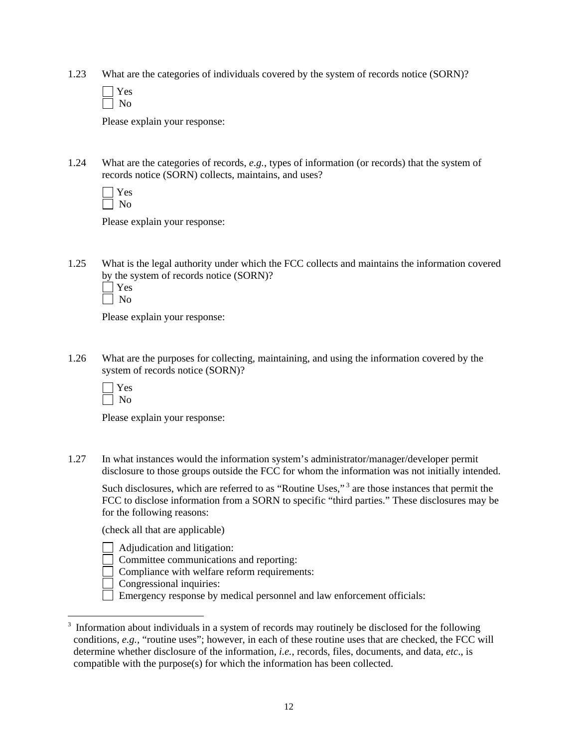1.23 What are the categories of individuals covered by the system of records notice (SORN)?

☐ Yes
☐ No

Please explain your response:

1.24 What are the categories of records, *e.g.*, types of information (or records) that the system of records notice (SORN) collects, maintains, and uses?

☐ Yes
☐ No

Please explain your response:

1.25 What is the legal authority under which the FCC collects and maintains the information covered by the system of records notice (SORN)?

☐ Yes
☐ No

Please explain your response:

1.26 What are the purposes for collecting, maintaining, and using the information covered by the system of records notice (SORN)?

☐ Yes
☐ No

Please explain your response:

1.27 In what instances would the information system's administrator/manager/developer permit disclosure to those groups outside the FCC for whom the information was not initially intended.

Such disclosures, which are referred to as "Routine Uses,"[3] are those instances that permit the FCC to disclose information from a SORN to specific "third parties." These disclosures may be for the following reasons:

(check all that are applicable)

☐ Adjudication and litigation:
☐ Committee communications and reporting:
☐ Compliance with welfare reform requirements:
☐ Congressional inquiries:
☐ Emergency response by medical personnel and law enforcement officials:

---

[3] Information about individuals in a system of records may routinely be disclosed for the following conditions, *e.g.*, "routine uses"; however, in each of these routine uses that are checked, the FCC will determine whether disclosure of the information, *i.e.*, records, files, documents, and data, *etc*., is compatible with the purpose(s) for which the information has been collected.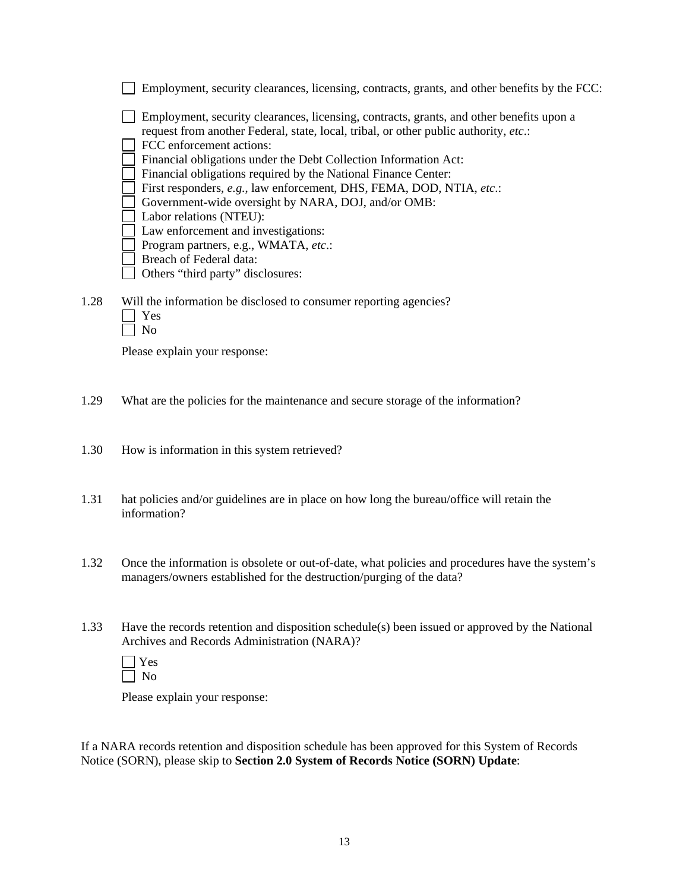☐ Employment, security clearances, licensing, contracts, grants, and other benefits by the FCC:

☐ Employment, security clearances, licensing, contracts, grants, and other benefits upon a request from another Federal, state, local, tribal, or other public authority, *etc*.:
☐ FCC enforcement actions:
☐ Financial obligations under the Debt Collection Information Act:
☐ Financial obligations required by the National Finance Center:
☐ First responders, *e.g.*, law enforcement, DHS, FEMA, DOD, NTIA, *etc*.:
☐ Government-wide oversight by NARA, DOJ, and/or OMB:
☐ Labor relations (NTEU):
☐ Law enforcement and investigations:
☐ Program partners, e.g., WMATA, *etc*.:
☐ Breach of Federal data:
☐ Others "third party" disclosures:

1.28 Will the information be disclosed to consumer reporting agencies?
☐ Yes
☐ No

Please explain your response:

1.29 What are the policies for the maintenance and secure storage of the information?

1.30 How is information in this system retrieved?

1.31 hat policies and/or guidelines are in place on how long the bureau/office will retain the information?

1.32 Once the information is obsolete or out-of-date, what policies and procedures have the system's managers/owners established for the destruction/purging of the data?

1.33 Have the records retention and disposition schedule(s) been issued or approved by the National Archives and Records Administration (NARA)?

☐ Yes
☐ No

Please explain your response:

If a NARA records retention and disposition schedule has been approved for this System of Records Notice (SORN), please skip to **Section 2.0 System of Records Notice (SORN) Update**: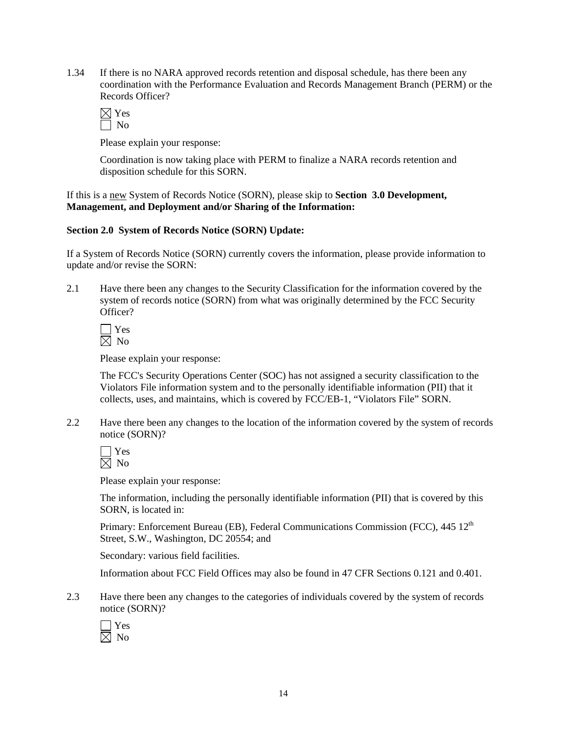1.34 If there is no NARA approved records retention and disposal schedule, has there been any coordination with the Performance Evaluation and Records Management Branch (PERM) or the Records Officer?

☒ Yes
☐ No

Please explain your response:

Coordination is now taking place with PERM to finalize a NARA records retention and disposition schedule for this SORN.

If this is a new System of Records Notice (SORN), please skip to **Section 3.0 Development, Management, and Deployment and/or Sharing of the Information:**

**Section 2.0 System of Records Notice (SORN) Update:**

If a System of Records Notice (SORN) currently covers the information, please provide information to update and/or revise the SORN:

2.1 Have there been any changes to the Security Classification for the information covered by the system of records notice (SORN) from what was originally determined by the FCC Security Officer?

☐ Yes
☒ No

Please explain your response:

The FCC's Security Operations Center (SOC) has not assigned a security classification to the Violators File information system and to the personally identifiable information (PII) that it collects, uses, and maintains, which is covered by FCC/EB-1, "Violators File" SORN.

2.2 Have there been any changes to the location of the information covered by the system of records notice (SORN)?

☐ Yes
☒ No

Please explain your response:

The information, including the personally identifiable information (PII) that is covered by this SORN, is located in:

Primary: Enforcement Bureau (EB), Federal Communications Commission (FCC), 445 12th Street, S.W., Washington, DC 20554; and

Secondary: various field facilities.

Information about FCC Field Offices may also be found in 47 CFR Sections 0.121 and 0.401.

2.3 Have there been any changes to the categories of individuals covered by the system of records notice (SORN)?

☐ Yes
☒ No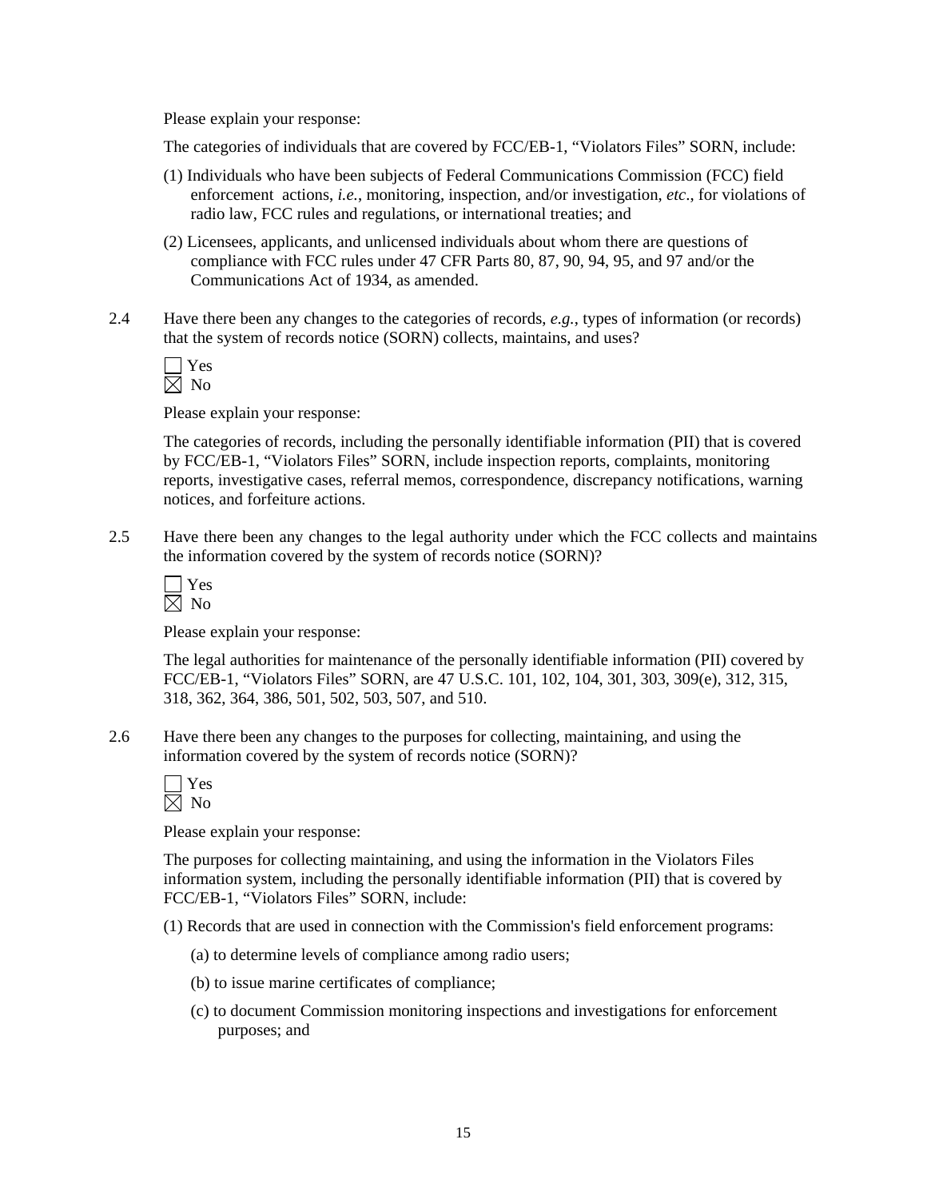Please explain your response:

The categories of individuals that are covered by FCC/EB-1, "Violators Files" SORN, include:

(1) Individuals who have been subjects of Federal Communications Commission (FCC) field enforcement actions, *i.e.*, monitoring, inspection, and/or investigation, *etc*., for violations of radio law, FCC rules and regulations, or international treaties; and

(2) Licensees, applicants, and unlicensed individuals about whom there are questions of compliance with FCC rules under 47 CFR Parts 80, 87, 90, 94, 95, and 97 and/or the Communications Act of 1934, as amended.

2.4 Have there been any changes to the categories of records, *e.g.*, types of information (or records) that the system of records notice (SORN) collects, maintains, and uses?

☐ Yes
☒ No

Please explain your response:

The categories of records, including the personally identifiable information (PII) that is covered by FCC/EB-1, "Violators Files" SORN, include inspection reports, complaints, monitoring reports, investigative cases, referral memos, correspondence, discrepancy notifications, warning notices, and forfeiture actions.

2.5 Have there been any changes to the legal authority under which the FCC collects and maintains the information covered by the system of records notice (SORN)?

☐ Yes
☒ No

Please explain your response:

The legal authorities for maintenance of the personally identifiable information (PII) covered by FCC/EB-1, "Violators Files" SORN, are 47 U.S.C. 101, 102, 104, 301, 303, 309(e), 312, 315, 318, 362, 364, 386, 501, 502, 503, 507, and 510.

2.6 Have there been any changes to the purposes for collecting, maintaining, and using the information covered by the system of records notice (SORN)?

☐ Yes
☒ No

Please explain your response:

The purposes for collecting maintaining, and using the information in the Violators Files information system, including the personally identifiable information (PII) that is covered by FCC/EB-1, "Violators Files" SORN, include:

(1) Records that are used in connection with the Commission's field enforcement programs:

(a) to determine levels of compliance among radio users;

(b) to issue marine certificates of compliance;

(c) to document Commission monitoring inspections and investigations for enforcement purposes; and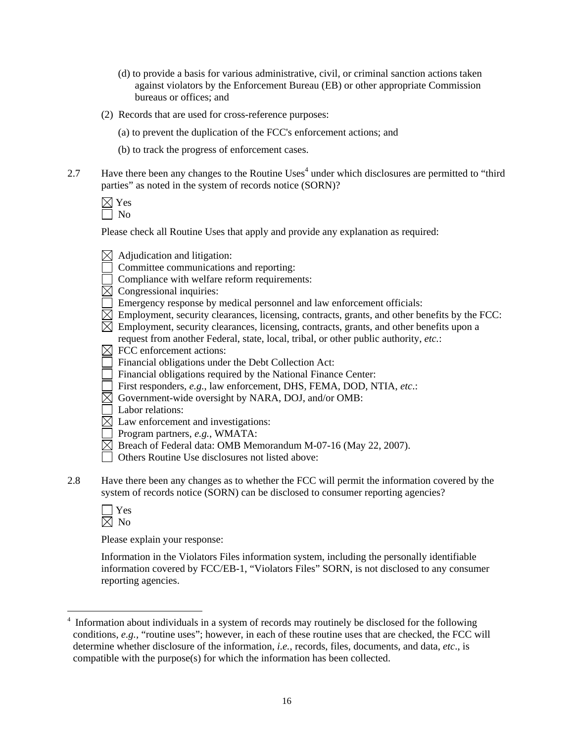(d) to provide a basis for various administrative, civil, or criminal sanction actions taken against violators by the Enforcement Bureau (EB) or other appropriate Commission bureaus or offices; and

(2) Records that are used for cross-reference purposes:

(a) to prevent the duplication of the FCC's enforcement actions; and

(b) to track the progress of enforcement cases.

2.7 Have there been any changes to the Routine Uses[4] under which disclosures are permitted to "third parties" as noted in the system of records notice (SORN)?

☒ Yes
☐ No

Please check all Routine Uses that apply and provide any explanation as required:

☒ Adjudication and litigation:
☐ Committee communications and reporting:
☐ Compliance with welfare reform requirements:
☒ Congressional inquiries:
☐ Emergency response by medical personnel and law enforcement officials:
☒ Employment, security clearances, licensing, contracts, grants, and other benefits by the FCC:
☒ Employment, security clearances, licensing, contracts, grants, and other benefits upon a request from another Federal, state, local, tribal, or other public authority, *etc.*:
☒ FCC enforcement actions:
☐ Financial obligations under the Debt Collection Act:
☐ Financial obligations required by the National Finance Center:
☐ First responders, *e.g.*, law enforcement, DHS, FEMA, DOD, NTIA, *etc*.:
☒ Government-wide oversight by NARA, DOJ, and/or OMB:
☐ Labor relations:
☒ Law enforcement and investigations:
☐ Program partners, *e.g.*, WMATA:
☒ Breach of Federal data: OMB Memorandum M-07-16 (May 22, 2007).
☐ Others Routine Use disclosures not listed above:

2.8 Have there been any changes as to whether the FCC will permit the information covered by the system of records notice (SORN) can be disclosed to consumer reporting agencies?

☐ Yes
☒ No

Please explain your response:

Information in the Violators Files information system, including the personally identifiable information covered by FCC/EB-1, "Violators Files" SORN, is not disclosed to any consumer reporting agencies.

[4] Information about individuals in a system of records may routinely be disclosed for the following conditions, *e.g.*, "routine uses"; however, in each of these routine uses that are checked, the FCC will determine whether disclosure of the information, *i.e.*, records, files, documents, and data, *etc*., is compatible with the purpose(s) for which the information has been collected.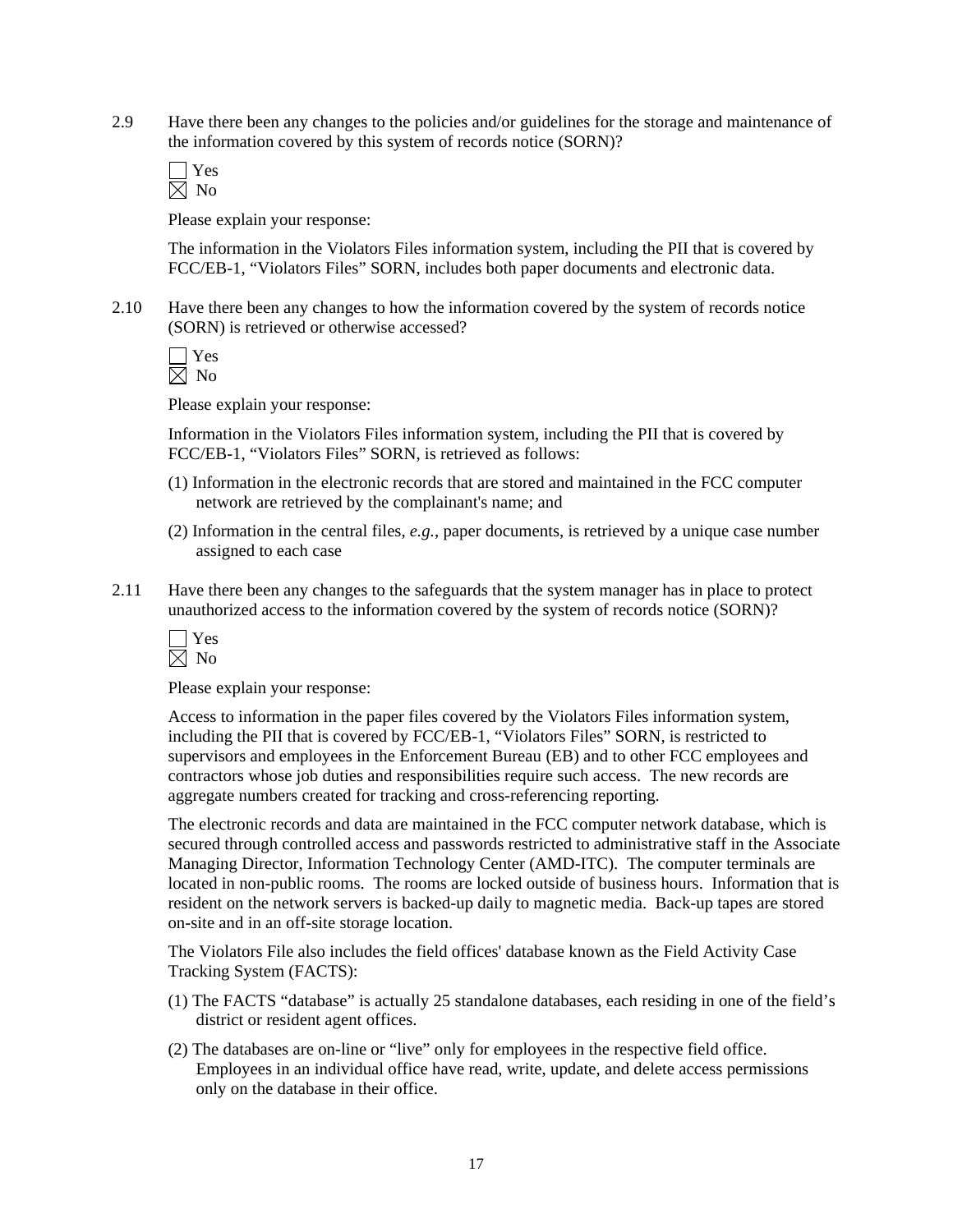2.9 Have there been any changes to the policies and/or guidelines for the storage and maintenance of the information covered by this system of records notice (SORN)?

☐ Yes
☒ No

Please explain your response:

The information in the Violators Files information system, including the PII that is covered by FCC/EB-1, "Violators Files" SORN, includes both paper documents and electronic data.

2.10 Have there been any changes to how the information covered by the system of records notice (SORN) is retrieved or otherwise accessed?

☐ Yes
☒ No

Please explain your response:

Information in the Violators Files information system, including the PII that is covered by FCC/EB-1, "Violators Files" SORN, is retrieved as follows:

(1) Information in the electronic records that are stored and maintained in the FCC computer network are retrieved by the complainant's name; and

(2) Information in the central files, *e.g.*, paper documents, is retrieved by a unique case number assigned to each case

2.11 Have there been any changes to the safeguards that the system manager has in place to protect unauthorized access to the information covered by the system of records notice (SORN)?

☐ Yes
☒ No

Please explain your response:

Access to information in the paper files covered by the Violators Files information system, including the PII that is covered by FCC/EB-1, "Violators Files" SORN, is restricted to supervisors and employees in the Enforcement Bureau (EB) and to other FCC employees and contractors whose job duties and responsibilities require such access. The new records are aggregate numbers created for tracking and cross-referencing reporting.

The electronic records and data are maintained in the FCC computer network database, which is secured through controlled access and passwords restricted to administrative staff in the Associate Managing Director, Information Technology Center (AMD-ITC). The computer terminals are located in non-public rooms. The rooms are locked outside of business hours. Information that is resident on the network servers is backed-up daily to magnetic media. Back-up tapes are stored on-site and in an off-site storage location.

The Violators File also includes the field offices' database known as the Field Activity Case Tracking System (FACTS):

(1) The FACTS "database" is actually 25 standalone databases, each residing in one of the field's district or resident agent offices.

(2) The databases are on-line or "live" only for employees in the respective field office. Employees in an individual office have read, write, update, and delete access permissions only on the database in their office.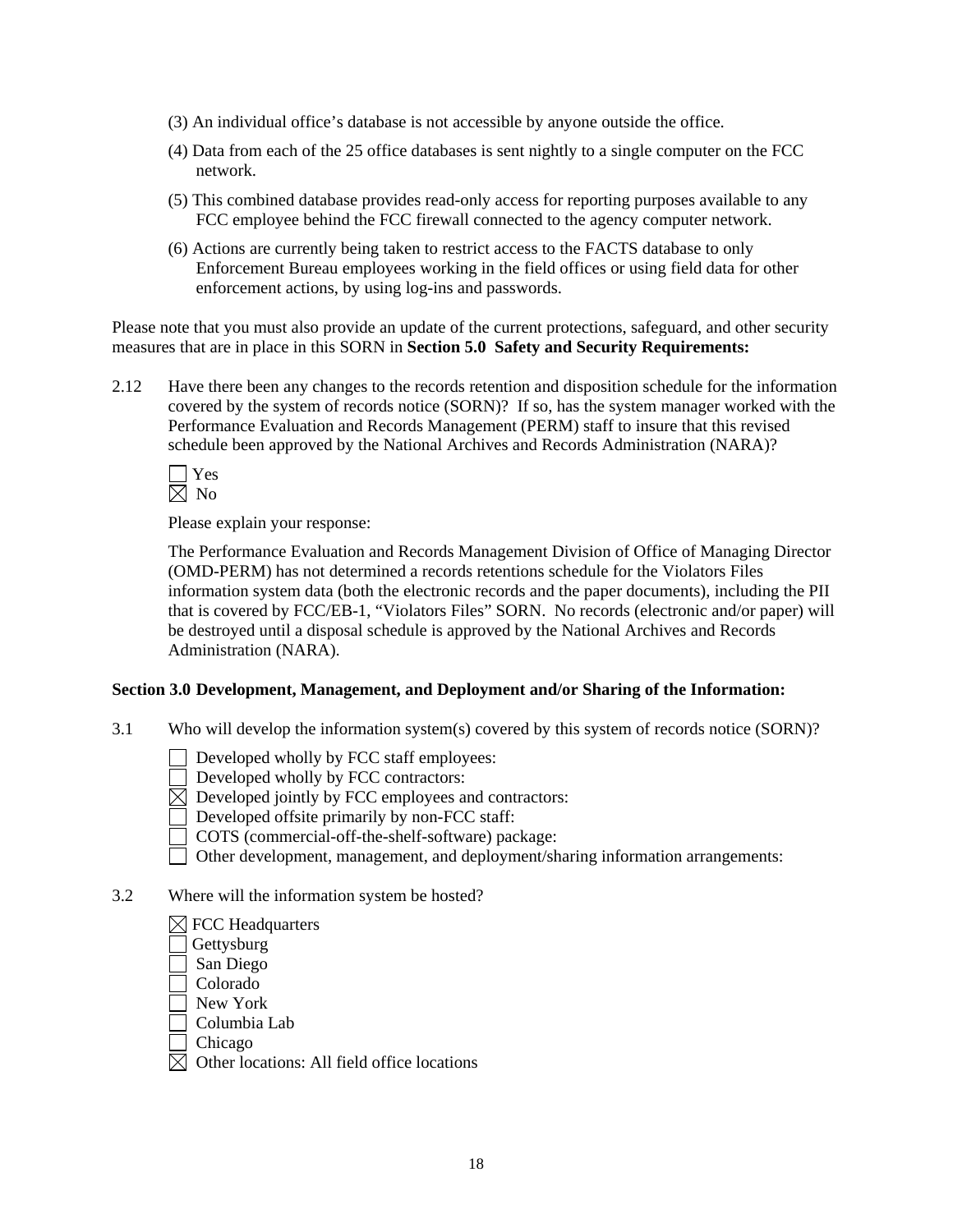(3) An individual office's database is not accessible by anyone outside the office.

(4) Data from each of the 25 office databases is sent nightly to a single computer on the FCC network.

(5) This combined database provides read-only access for reporting purposes available to any FCC employee behind the FCC firewall connected to the agency computer network.

(6) Actions are currently being taken to restrict access to the FACTS database to only Enforcement Bureau employees working in the field offices or using field data for other enforcement actions, by using log-ins and passwords.

Please note that you must also provide an update of the current protections, safeguard, and other security measures that are in place in this SORN in **Section 5.0 Safety and Security Requirements:**

2.12 Have there been any changes to the records retention and disposition schedule for the information covered by the system of records notice (SORN)? If so, has the system manager worked with the Performance Evaluation and Records Management (PERM) staff to insure that this revised schedule been approved by the National Archives and Records Administration (NARA)?

☐ Yes
☒ No

Please explain your response:

The Performance Evaluation and Records Management Division of Office of Managing Director (OMD-PERM) has not determined a records retentions schedule for the Violators Files information system data (both the electronic records and the paper documents), including the PII that is covered by FCC/EB-1, "Violators Files" SORN. No records (electronic and/or paper) will be destroyed until a disposal schedule is approved by the National Archives and Records Administration (NARA).

**Section 3.0 Development, Management, and Deployment and/or Sharing of the Information:**

3.1 Who will develop the information system(s) covered by this system of records notice (SORN)?

☐ Developed wholly by FCC staff employees:
☐ Developed wholly by FCC contractors:
☒ Developed jointly by FCC employees and contractors:
☐ Developed offsite primarily by non-FCC staff:
☐ COTS (commercial-off-the-shelf-software) package:
☐ Other development, management, and deployment/sharing information arrangements:

3.2 Where will the information system be hosted?

☒ FCC Headquarters
☐ Gettysburg
☐ San Diego
☐ Colorado
☐ New York
☐ Columbia Lab
☐ Chicago
☒ Other locations: All field office locations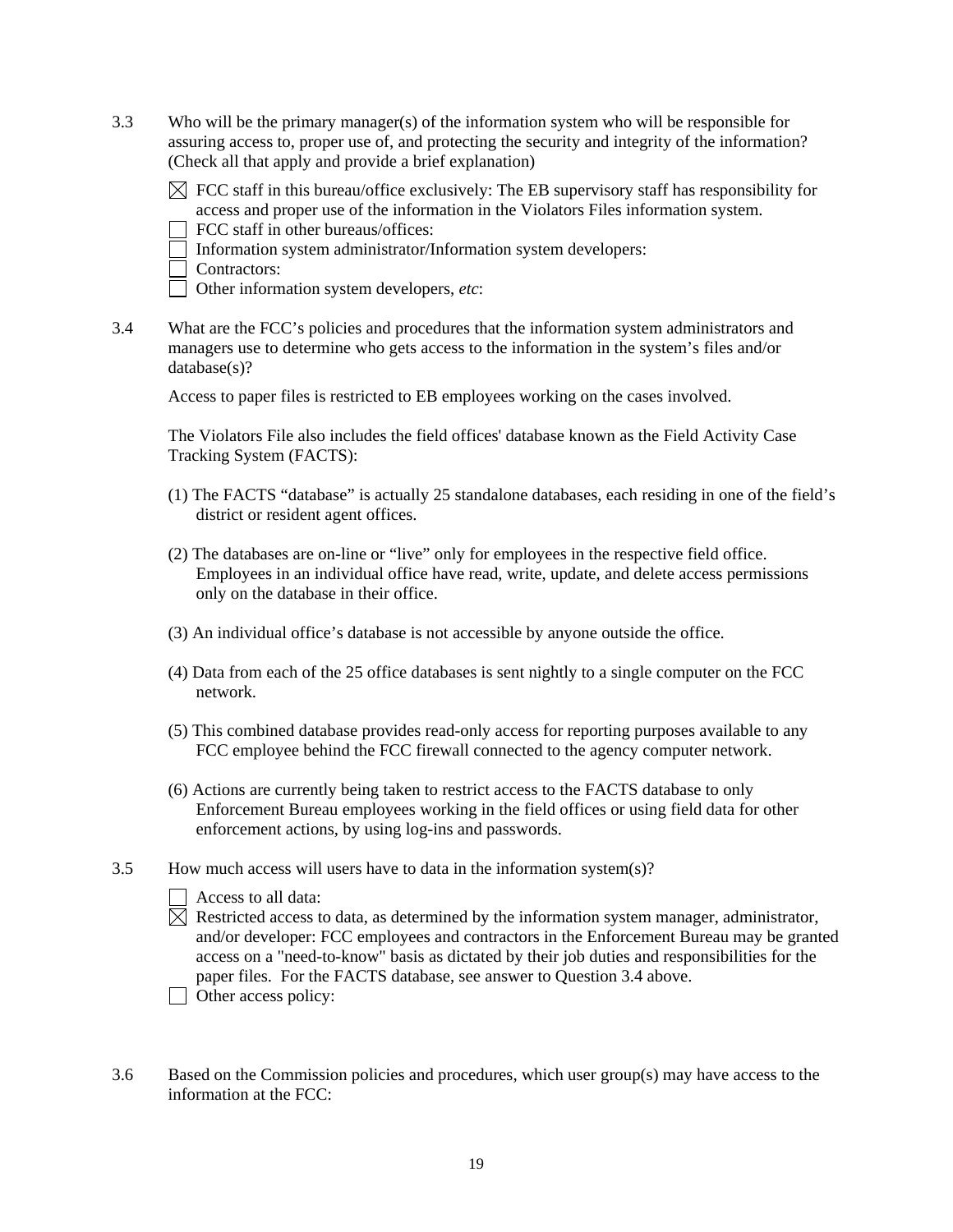3.3 Who will be the primary manager(s) of the information system who will be responsible for assuring access to, proper use of, and protecting the security and integrity of the information? (Check all that apply and provide a brief explanation)

- [x] FCC staff in this bureau/office exclusively: The EB supervisory staff has responsibility for access and proper use of the information in the Violators Files information system.
- [ ] FCC staff in other bureaus/offices:
- [ ] Information system administrator/Information system developers:
- [ ] Contractors:
- [ ] Other information system developers, *etc*:

3.4 What are the FCC's policies and procedures that the information system administrators and managers use to determine who gets access to the information in the system's files and/or database(s)?

Access to paper files is restricted to EB employees working on the cases involved.

The Violators File also includes the field offices' database known as the Field Activity Case Tracking System (FACTS):

(1) The FACTS "database" is actually 25 standalone databases, each residing in one of the field's district or resident agent offices.

(2) The databases are on-line or "live" only for employees in the respective field office. Employees in an individual office have read, write, update, and delete access permissions only on the database in their office.

(3) An individual office's database is not accessible by anyone outside the office.

(4) Data from each of the 25 office databases is sent nightly to a single computer on the FCC network.

(5) This combined database provides read-only access for reporting purposes available to any FCC employee behind the FCC firewall connected to the agency computer network.

(6) Actions are currently being taken to restrict access to the FACTS database to only Enforcement Bureau employees working in the field offices or using field data for other enforcement actions, by using log-ins and passwords.

3.5 How much access will users have to data in the information system(s)?

- [ ] Access to all data:
- [x] Restricted access to data, as determined by the information system manager, administrator, and/or developer: FCC employees and contractors in the Enforcement Bureau may be granted access on a "need-to-know" basis as dictated by their job duties and responsibilities for the paper files. For the FACTS database, see answer to Question 3.4 above.
- [ ] Other access policy:

3.6 Based on the Commission policies and procedures, which user group(s) may have access to the information at the FCC: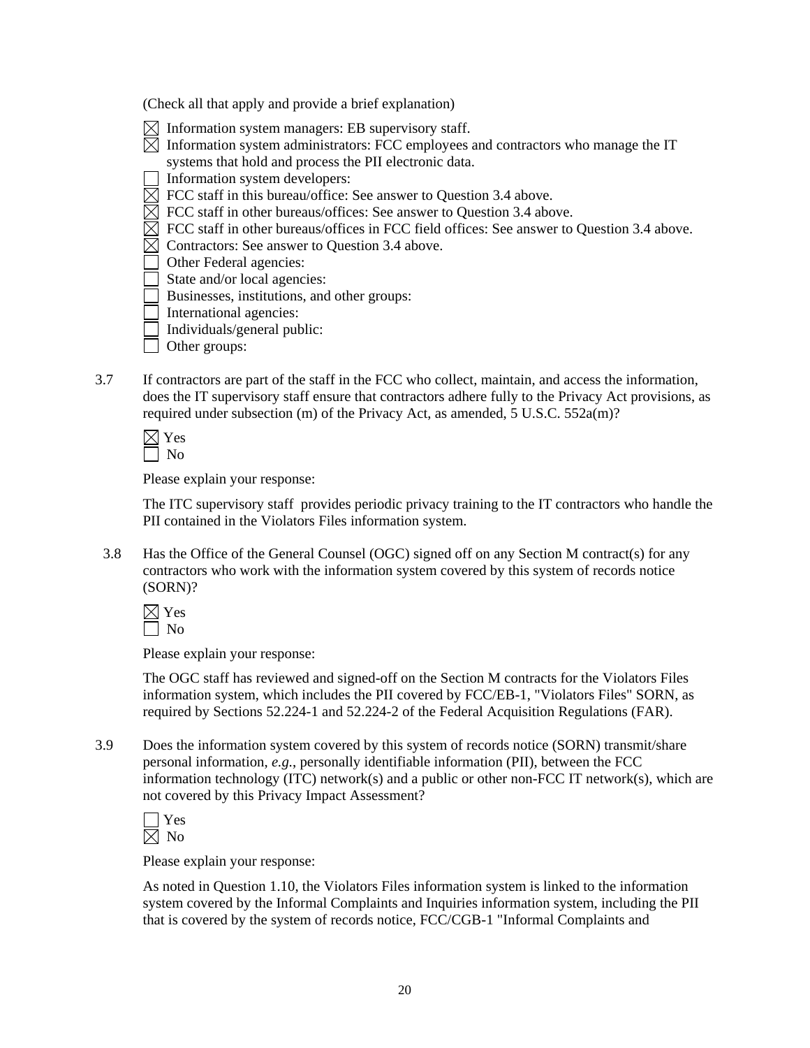(Check all that apply and provide a brief explanation)

- ☒ Information system managers: EB supervisory staff.
- ☒ Information system administrators: FCC employees and contractors who manage the IT systems that hold and process the PII electronic data.
- ☐ Information system developers:
- ☒ FCC staff in this bureau/office: See answer to Question 3.4 above.
- ☒ FCC staff in other bureaus/offices: See answer to Question 3.4 above.
- ☒ FCC staff in other bureaus/offices in FCC field offices: See answer to Question 3.4 above.
- ☒ Contractors: See answer to Question 3.4 above.
- ☐ Other Federal agencies:
- ☐ State and/or local agencies:
- ☐ Businesses, institutions, and other groups:
- ☐ International agencies:
- ☐ Individuals/general public:
- ☐ Other groups:

3.7 If contractors are part of the staff in the FCC who collect, maintain, and access the information, does the IT supervisory staff ensure that contractors adhere fully to the Privacy Act provisions, as required under subsection (m) of the Privacy Act, as amended, 5 U.S.C. 552a(m)?

☒ Yes
☐ No

Please explain your response:

The ITC supervisory staff provides periodic privacy training to the IT contractors who handle the PII contained in the Violators Files information system.

3.8 Has the Office of the General Counsel (OGC) signed off on any Section M contract(s) for any contractors who work with the information system covered by this system of records notice (SORN)?

☒ Yes
☐ No

Please explain your response:

The OGC staff has reviewed and signed-off on the Section M contracts for the Violators Files information system, which includes the PII covered by FCC/EB-1, "Violators Files" SORN, as required by Sections 52.224-1 and 52.224-2 of the Federal Acquisition Regulations (FAR).

3.9 Does the information system covered by this system of records notice (SORN) transmit/share personal information, *e.g.*, personally identifiable information (PII), between the FCC information technology (ITC) network(s) and a public or other non-FCC IT network(s), which are not covered by this Privacy Impact Assessment?

☐ Yes
☒ No

Please explain your response:

As noted in Question 1.10, the Violators Files information system is linked to the information system covered by the Informal Complaints and Inquiries information system, including the PII that is covered by the system of records notice, FCC/CGB-1 "Informal Complaints and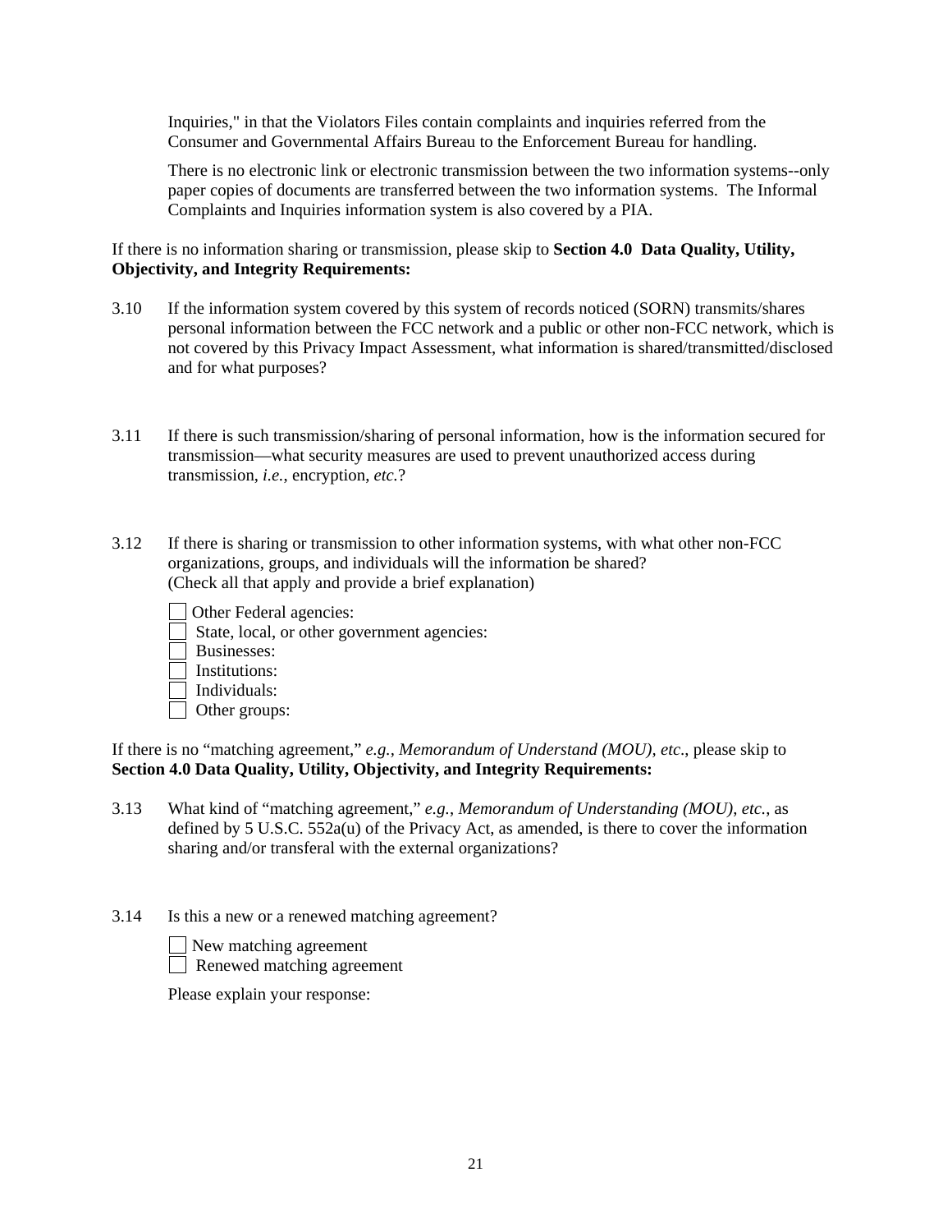Inquiries," in that the Violators Files contain complaints and inquiries referred from the Consumer and Governmental Affairs Bureau to the Enforcement Bureau for handling.

There is no electronic link or electronic transmission between the two information systems--only paper copies of documents are transferred between the two information systems. The Informal Complaints and Inquiries information system is also covered by a PIA.

If there is no information sharing or transmission, please skip to **Section 4.0 Data Quality, Utility, Objectivity, and Integrity Requirements:**

3.10 If the information system covered by this system of records noticed (SORN) transmits/shares personal information between the FCC network and a public or other non-FCC network, which is not covered by this Privacy Impact Assessment, what information is shared/transmitted/disclosed and for what purposes?

3.11 If there is such transmission/sharing of personal information, how is the information secured for transmission—what security measures are used to prevent unauthorized access during transmission, *i.e.*, encryption, *etc.*?

3.12 If there is sharing or transmission to other information systems, with what other non-FCC organizations, groups, and individuals will the information be shared? (Check all that apply and provide a brief explanation)

- [ ] Other Federal agencies:
- [ ] State, local, or other government agencies:
- [ ] Businesses:
- [ ] Institutions:
- [ ] Individuals:
- [ ] Other groups:

If there is no "matching agreement," *e.g.*, *Memorandum of Understand (MOU), etc*., please skip to **Section 4.0 Data Quality, Utility, Objectivity, and Integrity Requirements:**

3.13 What kind of "matching agreement," *e.g.*, *Memorandum of Understanding (MOU), etc.*, as defined by 5 U.S.C. 552a(u) of the Privacy Act, as amended, is there to cover the information sharing and/or transferal with the external organizations?

3.14 Is this a new or a renewed matching agreement?

- [ ] New matching agreement
- [ ] Renewed matching agreement

Please explain your response: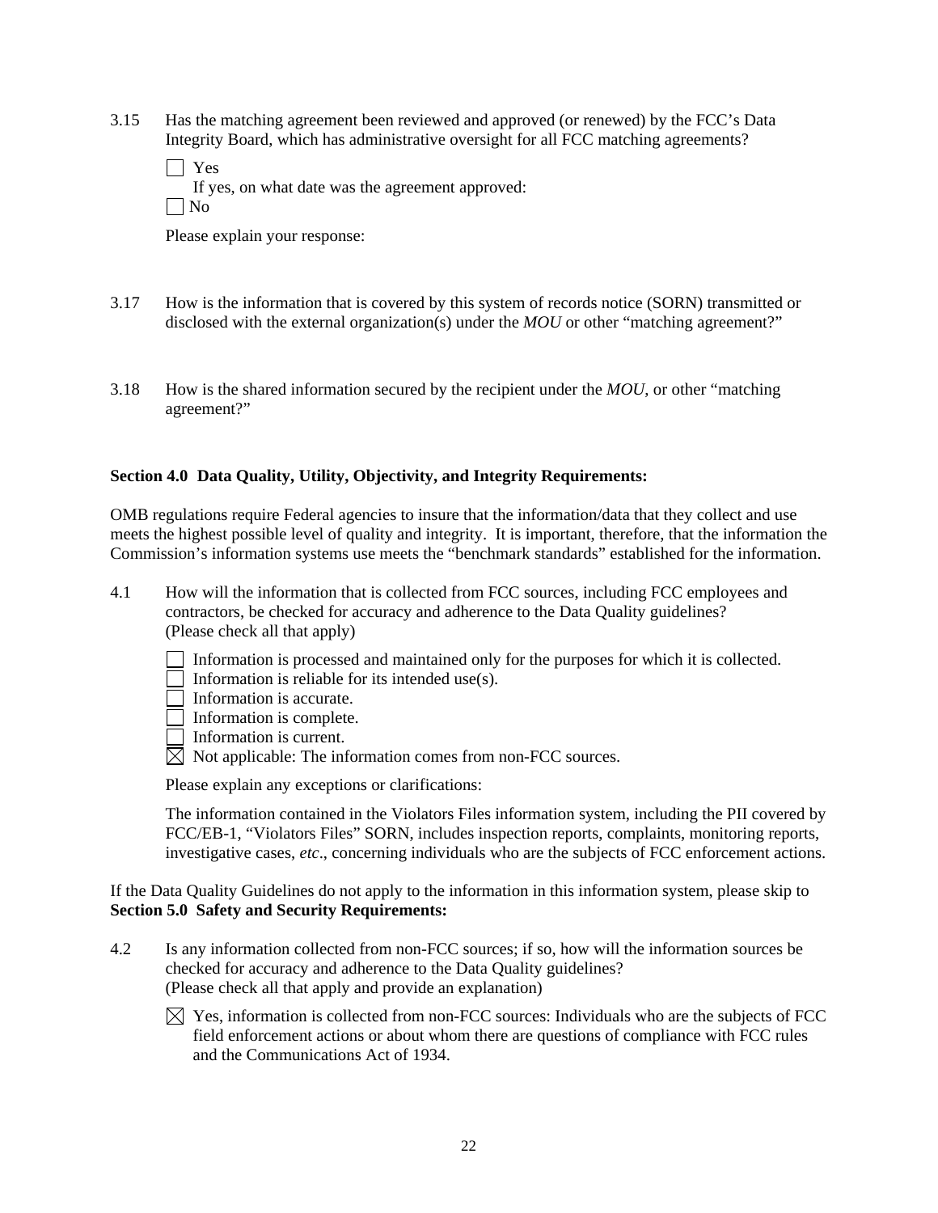3.15 Has the matching agreement been reviewed and approved (or renewed) by the FCC's Data Integrity Board, which has administrative oversight for all FCC matching agreements?

☐ Yes
If yes, on what date was the agreement approved:
☐ No

Please explain your response:

3.17 How is the information that is covered by this system of records notice (SORN) transmitted or disclosed with the external organization(s) under the *MOU* or other "matching agreement?"

3.18 How is the shared information secured by the recipient under the *MOU*, or other "matching agreement?"

**Section 4.0 Data Quality, Utility, Objectivity, and Integrity Requirements:**

OMB regulations require Federal agencies to insure that the information/data that they collect and use meets the highest possible level of quality and integrity. It is important, therefore, that the information the Commission's information systems use meets the "benchmark standards" established for the information.

4.1 How will the information that is collected from FCC sources, including FCC employees and contractors, be checked for accuracy and adherence to the Data Quality guidelines? (Please check all that apply)

☐ Information is processed and maintained only for the purposes for which it is collected.
☐ Information is reliable for its intended use(s).
☐ Information is accurate.
☐ Information is complete.
☐ Information is current.
☒ Not applicable: The information comes from non-FCC sources.

Please explain any exceptions or clarifications:

The information contained in the Violators Files information system, including the PII covered by FCC/EB-1, "Violators Files" SORN, includes inspection reports, complaints, monitoring reports, investigative cases, *etc*., concerning individuals who are the subjects of FCC enforcement actions.

If the Data Quality Guidelines do not apply to the information in this information system, please skip to **Section 5.0 Safety and Security Requirements:**

4.2 Is any information collected from non-FCC sources; if so, how will the information sources be checked for accuracy and adherence to the Data Quality guidelines? (Please check all that apply and provide an explanation)

☒ Yes, information is collected from non-FCC sources: Individuals who are the subjects of FCC field enforcement actions or about whom there are questions of compliance with FCC rules and the Communications Act of 1934.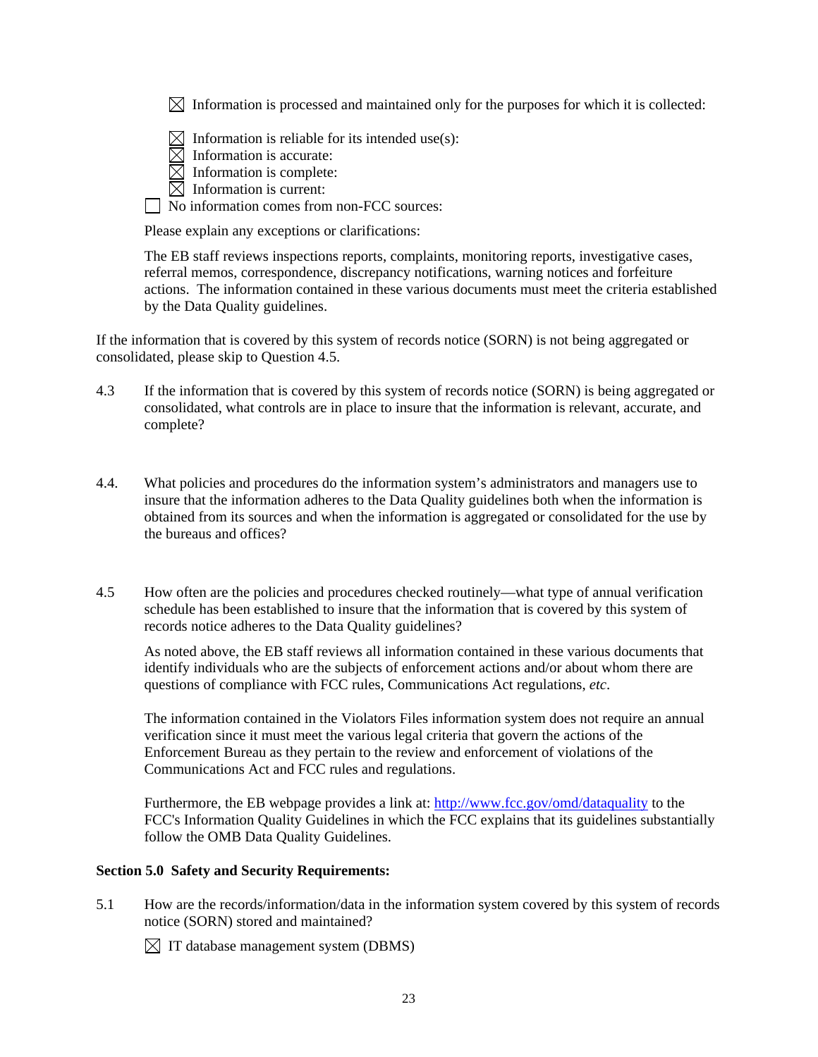☒ Information is processed and maintained only for the purposes for which it is collected:

☒ Information is reliable for its intended use(s):
☒ Information is accurate:
☒ Information is complete:
☒ Information is current:
☐ No information comes from non-FCC sources:

Please explain any exceptions or clarifications:

The EB staff reviews inspections reports, complaints, monitoring reports, investigative cases, referral memos, correspondence, discrepancy notifications, warning notices and forfeiture actions. The information contained in these various documents must meet the criteria established by the Data Quality guidelines.

If the information that is covered by this system of records notice (SORN) is not being aggregated or consolidated, please skip to Question 4.5.

4.3 If the information that is covered by this system of records notice (SORN) is being aggregated or consolidated, what controls are in place to insure that the information is relevant, accurate, and complete?

4.4. What policies and procedures do the information system's administrators and managers use to insure that the information adheres to the Data Quality guidelines both when the information is obtained from its sources and when the information is aggregated or consolidated for the use by the bureaus and offices?

4.5 How often are the policies and procedures checked routinely—what type of annual verification schedule has been established to insure that the information that is covered by this system of records notice adheres to the Data Quality guidelines?

As noted above, the EB staff reviews all information contained in these various documents that identify individuals who are the subjects of enforcement actions and/or about whom there are questions of compliance with FCC rules, Communications Act regulations, *etc*.

The information contained in the Violators Files information system does not require an annual verification since it must meet the various legal criteria that govern the actions of the Enforcement Bureau as they pertain to the review and enforcement of violations of the Communications Act and FCC rules and regulations.

Furthermore, the EB webpage provides a link at: http://www.fcc.gov/omd/dataquality to the FCC's Information Quality Guidelines in which the FCC explains that its guidelines substantially follow the OMB Data Quality Guidelines.

**Section 5.0 Safety and Security Requirements:**

5.1 How are the records/information/data in the information system covered by this system of records notice (SORN) stored and maintained?

☒ IT database management system (DBMS)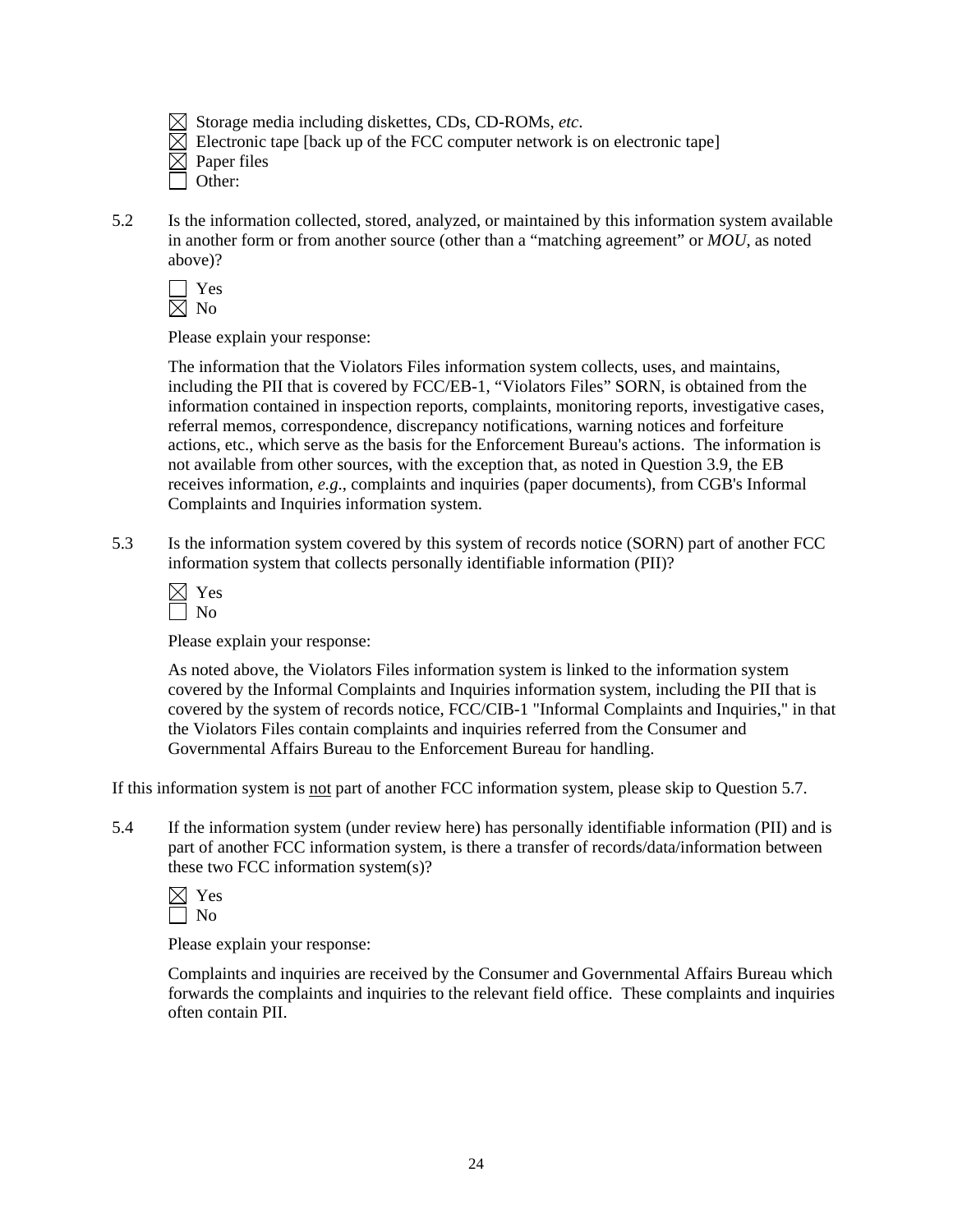☒ Storage media including diskettes, CDs, CD-ROMs, *etc*.
☒ Electronic tape [back up of the FCC computer network is on electronic tape]
☒ Paper files
☐ Other:

5.2 Is the information collected, stored, analyzed, or maintained by this information system available in another form or from another source (other than a "matching agreement" or *MOU*, as noted above)?

☐ Yes
☒ No

Please explain your response:

The information that the Violators Files information system collects, uses, and maintains, including the PII that is covered by FCC/EB-1, "Violators Files" SORN, is obtained from the information contained in inspection reports, complaints, monitoring reports, investigative cases, referral memos, correspondence, discrepancy notifications, warning notices and forfeiture actions, etc., which serve as the basis for the Enforcement Bureau's actions. The information is not available from other sources, with the exception that, as noted in Question 3.9, the EB receives information, *e.g*., complaints and inquiries (paper documents), from CGB's Informal Complaints and Inquiries information system.

5.3 Is the information system covered by this system of records notice (SORN) part of another FCC information system that collects personally identifiable information (PII)?

☒ Yes
☐ No

Please explain your response:

As noted above, the Violators Files information system is linked to the information system covered by the Informal Complaints and Inquiries information system, including the PII that is covered by the system of records notice, FCC/CIB-1 "Informal Complaints and Inquiries," in that the Violators Files contain complaints and inquiries referred from the Consumer and Governmental Affairs Bureau to the Enforcement Bureau for handling.

If this information system is <u>not</u> part of another FCC information system, please skip to Question 5.7.

5.4 If the information system (under review here) has personally identifiable information (PII) and is part of another FCC information system, is there a transfer of records/data/information between these two FCC information system(s)?

☒ Yes
☐ No

Please explain your response:

Complaints and inquiries are received by the Consumer and Governmental Affairs Bureau which forwards the complaints and inquiries to the relevant field office. These complaints and inquiries often contain PII.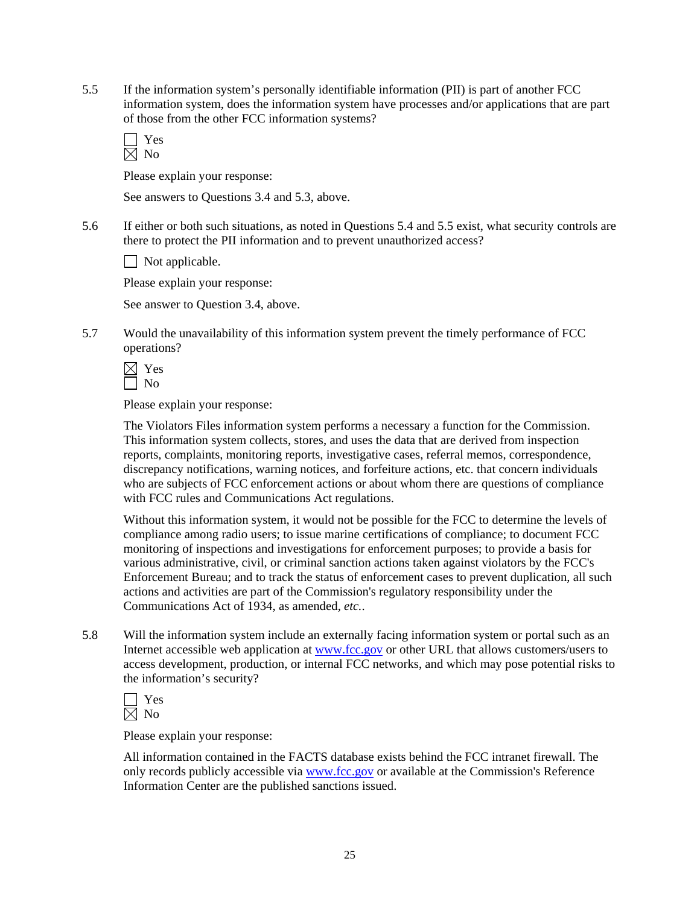5.5 If the information system's personally identifiable information (PII) is part of another FCC information system, does the information system have processes and/or applications that are part of those from the other FCC information systems?

☐ Yes
☒ No

Please explain your response:

See answers to Questions 3.4 and 5.3, above.

5.6 If either or both such situations, as noted in Questions 5.4 and 5.5 exist, what security controls are there to protect the PII information and to prevent unauthorized access?

☐ Not applicable.

Please explain your response:

See answer to Question 3.4, above.

5.7 Would the unavailability of this information system prevent the timely performance of FCC operations?

☒ Yes
☐ No

Please explain your response:

The Violators Files information system performs a necessary function for the Commission. This information system collects, stores, and uses the data that are derived from inspection reports, complaints, monitoring reports, investigative cases, referral memos, correspondence, discrepancy notifications, warning notices, and forfeiture actions, etc. that concern individuals who are subjects of FCC enforcement actions or about whom there are questions of compliance with FCC rules and Communications Act regulations.

Without this information system, it would not be possible for the FCC to determine the levels of compliance among radio users; to issue marine certifications of compliance; to document FCC monitoring of inspections and investigations for enforcement purposes; to provide a basis for various administrative, civil, or criminal sanction actions taken against violators by the FCC's Enforcement Bureau; and to track the status of enforcement cases to prevent duplication, all such actions and activities are part of the Commission's regulatory responsibility under the Communications Act of 1934, as amended, *etc.*.

5.8 Will the information system include an externally facing information system or portal such as an Internet accessible web application at www.fcc.gov or other URL that allows customers/users to access development, production, or internal FCC networks, and which may pose potential risks to the information's security?

☐ Yes
☒ No

Please explain your response:

All information contained in the FACTS database exists behind the FCC intranet firewall. The only records publicly accessible via www.fcc.gov or available at the Commission's Reference Information Center are the published sanctions issued.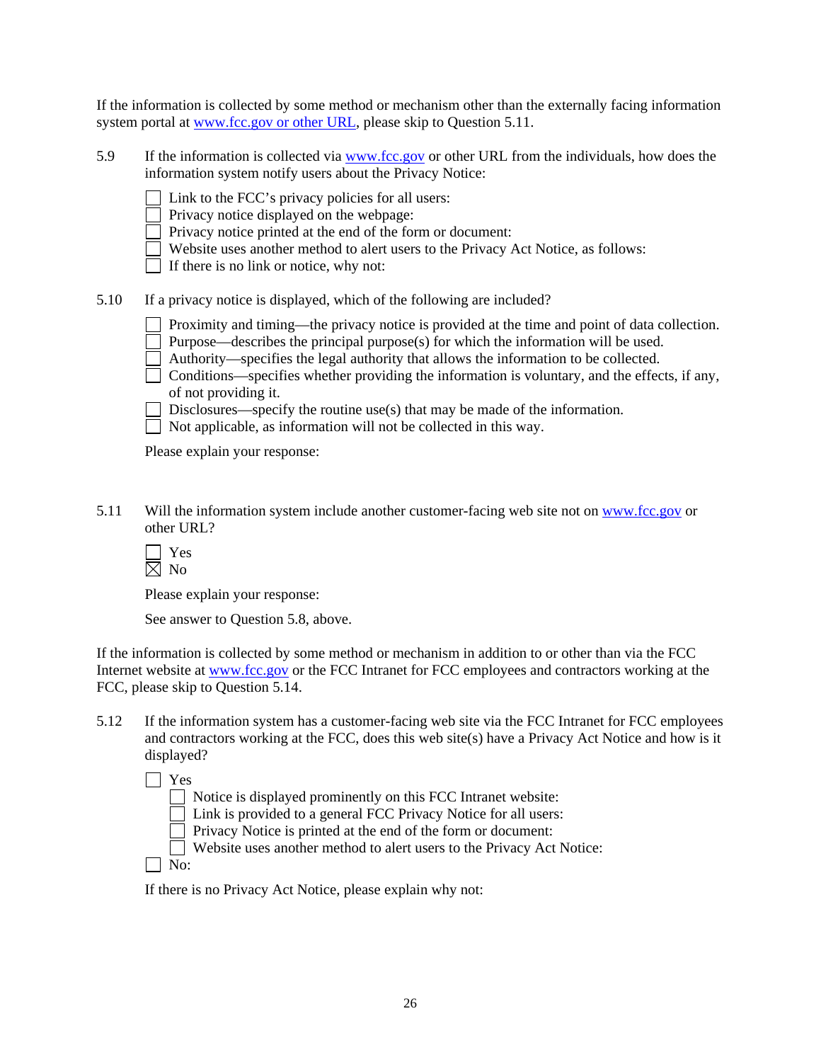If the information is collected by some method or mechanism other than the externally facing information system portal at www.fcc.gov or other URL, please skip to Question 5.11.

5.9 If the information is collected via www.fcc.gov or other URL from the individuals, how does the information system notify users about the Privacy Notice:

- [ ] Link to the FCC's privacy policies for all users:
- [ ] Privacy notice displayed on the webpage:
- [ ] Privacy notice printed at the end of the form or document:
- [ ] Website uses another method to alert users to the Privacy Act Notice, as follows:
- [ ] If there is no link or notice, why not:

5.10 If a privacy notice is displayed, which of the following are included?

- [ ] Proximity and timing—the privacy notice is provided at the time and point of data collection.
- [ ] Purpose—describes the principal purpose(s) for which the information will be used.
- [ ] Authority—specifies the legal authority that allows the information to be collected.
- [ ] Conditions—specifies whether providing the information is voluntary, and the effects, if any, of not providing it.
- [ ] Disclosures—specify the routine use(s) that may be made of the information.
- [ ] Not applicable, as information will not be collected in this way.

Please explain your response:

5.11 Will the information system include another customer-facing web site not on www.fcc.gov or other URL?

- [ ] Yes
- [x] No

Please explain your response:

See answer to Question 5.8, above.

If the information is collected by some method or mechanism in addition to or other than via the FCC Internet website at www.fcc.gov or the FCC Intranet for FCC employees and contractors working at the FCC, please skip to Question 5.14.

5.12 If the information system has a customer-facing web site via the FCC Intranet for FCC employees and contractors working at the FCC, does this web site(s) have a Privacy Act Notice and how is it displayed?

- [ ] Yes
  - [ ] Notice is displayed prominently on this FCC Intranet website:
  - [ ] Link is provided to a general FCC Privacy Notice for all users:
  - [ ] Privacy Notice is printed at the end of the form or document:
  - [ ] Website uses another method to alert users to the Privacy Act Notice:
- [ ] No:

If there is no Privacy Act Notice, please explain why not: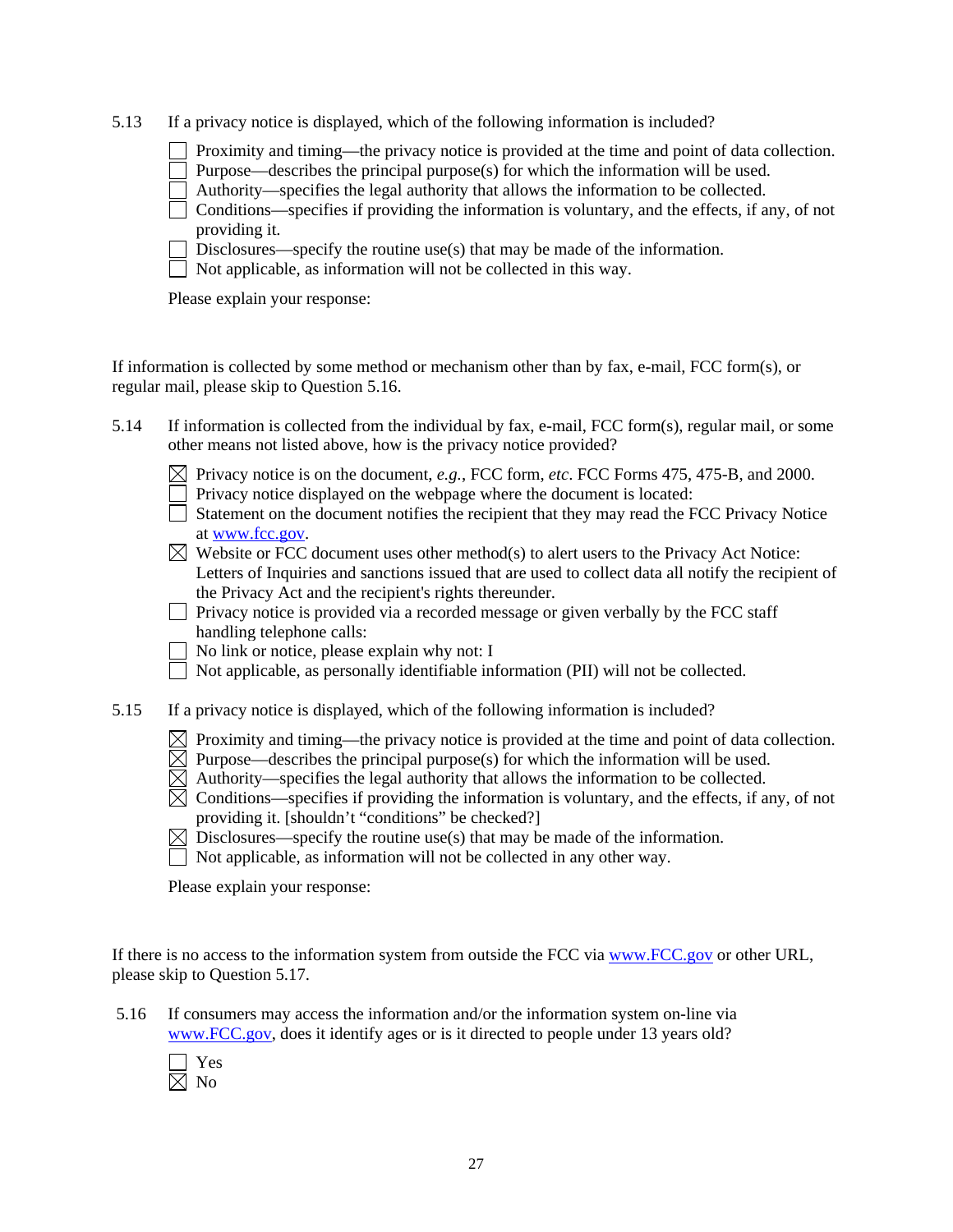5.13 If a privacy notice is displayed, which of the following information is included?

- [ ] Proximity and timing—the privacy notice is provided at the time and point of data collection.
- [ ] Purpose—describes the principal purpose(s) for which the information will be used.
- [ ] Authority—specifies the legal authority that allows the information to be collected.
- [ ] Conditions—specifies if providing the information is voluntary, and the effects, if any, of not providing it.
- [ ] Disclosures—specify the routine use(s) that may be made of the information.
- [ ] Not applicable, as information will not be collected in this way.

Please explain your response:

If information is collected by some method or mechanism other than by fax, e-mail, FCC form(s), or regular mail, please skip to Question 5.16.

5.14 If information is collected from the individual by fax, e-mail, FCC form(s), regular mail, or some other means not listed above, how is the privacy notice provided?

- [x] Privacy notice is on the document, *e.g.*, FCC form, *etc*. FCC Forms 475, 475-B, and 2000.
- [ ] Privacy notice displayed on the webpage where the document is located:
- [ ] Statement on the document notifies the recipient that they may read the FCC Privacy Notice at [www.fcc.gov](http://www.fcc.gov).
- [x] Website or FCC document uses other method(s) to alert users to the Privacy Act Notice: Letters of Inquiries and sanctions issued that are used to collect data all notify the recipient of the Privacy Act and the recipient's rights thereunder.
- [ ] Privacy notice is provided via a recorded message or given verbally by the FCC staff handling telephone calls:
- [ ] No link or notice, please explain why not: I
- [ ] Not applicable, as personally identifiable information (PII) will not be collected.

5.15 If a privacy notice is displayed, which of the following information is included?

- [x] Proximity and timing—the privacy notice is provided at the time and point of data collection.
- [x] Purpose—describes the principal purpose(s) for which the information will be used.
- [x] Authority—specifies the legal authority that allows the information to be collected.
- [x] Conditions—specifies if providing the information is voluntary, and the effects, if any, of not providing it. [shouldn't "conditions" be checked?]
- [x] Disclosures—specify the routine use(s) that may be made of the information.
- [ ] Not applicable, as information will not be collected in any other way.

Please explain your response:

If there is no access to the information system from outside the FCC via [www.FCC.gov](http://www.FCC.gov) or other URL, please skip to Question 5.17.

5.16 If consumers may access the information and/or the information system on-line via [www.FCC.gov](http://www.FCC.gov), does it identify ages or is it directed to people under 13 years old?

- [ ] Yes
- [x] No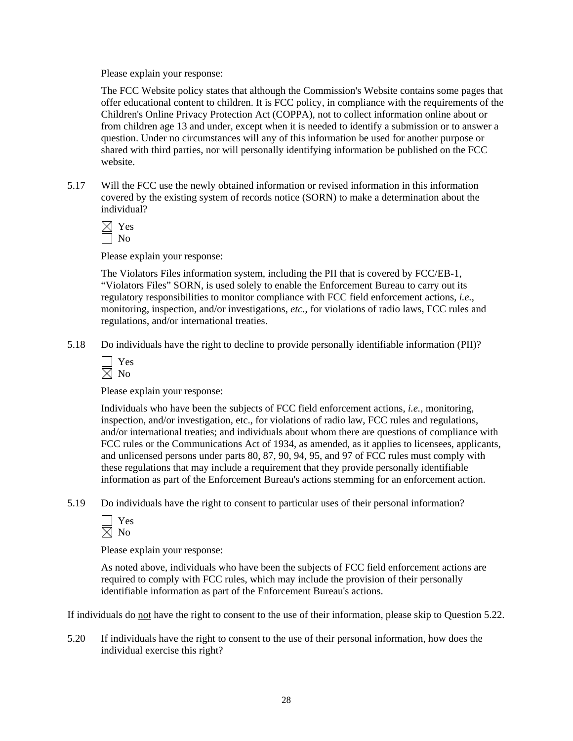Please explain your response:

The FCC Website policy states that although the Commission's Website contains some pages that offer educational content to children. It is FCC policy, in compliance with the requirements of the Children's Online Privacy Protection Act (COPPA), not to collect information online about or from children age 13 and under, except when it is needed to identify a submission or to answer a question. Under no circumstances will any of this information be used for another purpose or shared with third parties, nor will personally identifying information be published on the FCC website.

5.17 Will the FCC use the newly obtained information or revised information in this information covered by the existing system of records notice (SORN) to make a determination about the individual?

☒ Yes
☐ No

Please explain your response:

The Violators Files information system, including the PII that is covered by FCC/EB-1, "Violators Files" SORN, is used solely to enable the Enforcement Bureau to carry out its regulatory responsibilities to monitor compliance with FCC field enforcement actions, *i.e.*, monitoring, inspection, and/or investigations, *etc.*, for violations of radio laws, FCC rules and regulations, and/or international treaties.

5.18 Do individuals have the right to decline to provide personally identifiable information (PII)?

☐ Yes
☒ No

Please explain your response:

Individuals who have been the subjects of FCC field enforcement actions, *i.e.*, monitoring, inspection, and/or investigation, etc., for violations of radio law, FCC rules and regulations, and/or international treaties; and individuals about whom there are questions of compliance with FCC rules or the Communications Act of 1934, as amended, as it applies to licensees, applicants, and unlicensed persons under parts 80, 87, 90, 94, 95, and 97 of FCC rules must comply with these regulations that may include a requirement that they provide personally identifiable information as part of the Enforcement Bureau's actions stemming for an enforcement action.

5.19 Do individuals have the right to consent to particular uses of their personal information?

☐ Yes
☒ No

Please explain your response:

As noted above, individuals who have been the subjects of FCC field enforcement actions are required to comply with FCC rules, which may include the provision of their personally identifiable information as part of the Enforcement Bureau's actions.

If individuals do <u>not</u> have the right to consent to the use of their information, please skip to Question 5.22.

5.20 If individuals have the right to consent to the use of their personal information, how does the individual exercise this right?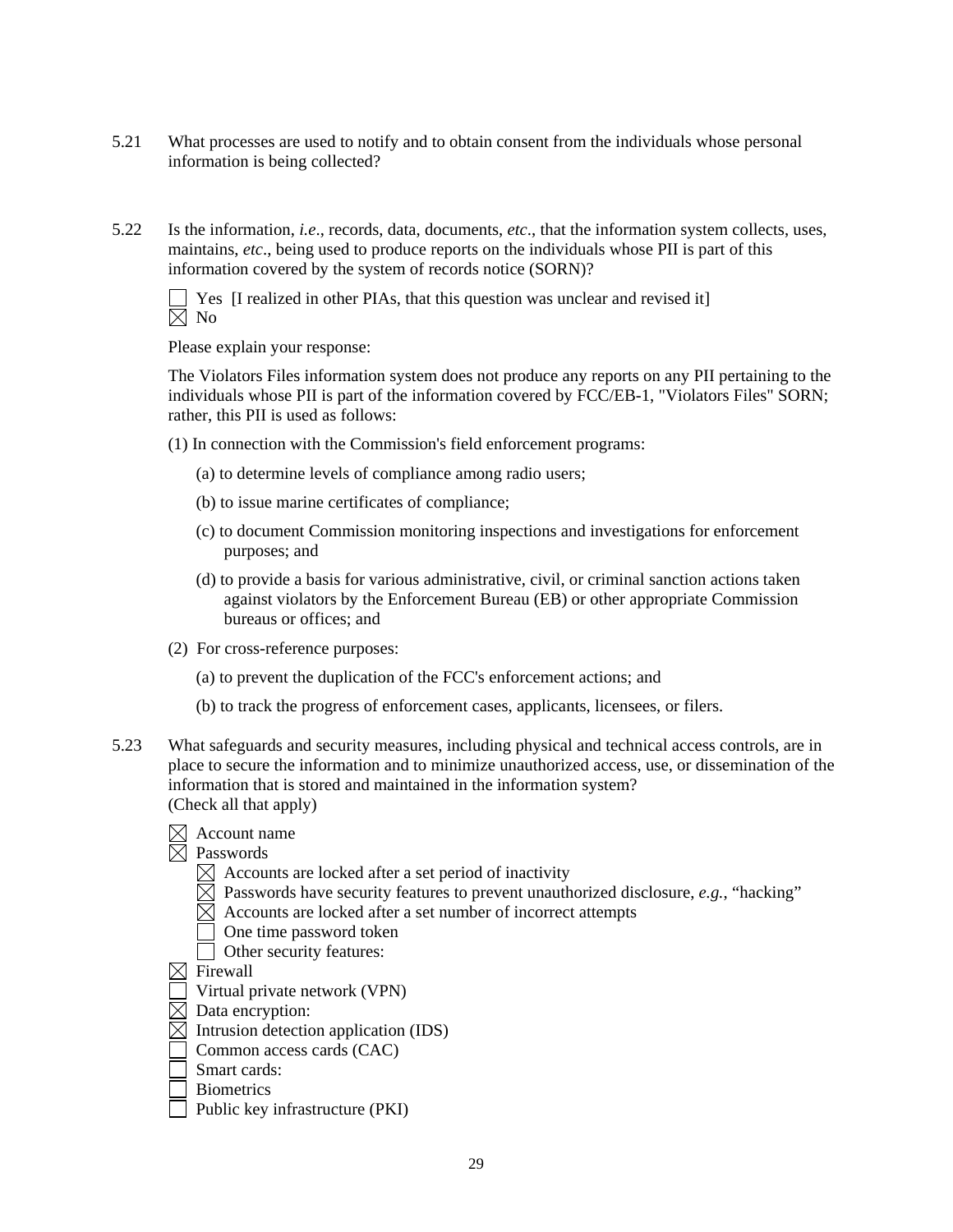5.21 What processes are used to notify and to obtain consent from the individuals whose personal information is being collected?

5.22 Is the information, *i.e*., records, data, documents, *etc*., that the information system collects, uses, maintains, *etc*., being used to produce reports on the individuals whose PII is part of this information covered by the system of records notice (SORN)?

☐ Yes [I realized in other PIAs, that this question was unclear and revised it]
☒ No

Please explain your response:

The Violators Files information system does not produce any reports on any PII pertaining to the individuals whose PII is part of the information covered by FCC/EB-1, "Violators Files" SORN; rather, this PII is used as follows:

(1) In connection with the Commission's field enforcement programs:

(a) to determine levels of compliance among radio users;

(b) to issue marine certificates of compliance;

(c) to document Commission monitoring inspections and investigations for enforcement purposes; and

(d) to provide a basis for various administrative, civil, or criminal sanction actions taken against violators by the Enforcement Bureau (EB) or other appropriate Commission bureaus or offices; and

(2) For cross-reference purposes:

(a) to prevent the duplication of the FCC's enforcement actions; and

(b) to track the progress of enforcement cases, applicants, licensees, or filers.

5.23 What safeguards and security measures, including physical and technical access controls, are in place to secure the information and to minimize unauthorized access, use, or dissemination of the information that is stored and maintained in the information system?
(Check all that apply)

☒ Account name
☒ Passwords
  ☒ Accounts are locked after a set period of inactivity
  ☒ Passwords have security features to prevent unauthorized disclosure, *e.g.*, "hacking"
  ☒ Accounts are locked after a set number of incorrect attempts
  ☐ One time password token
  ☐ Other security features:
☒ Firewall
☐ Virtual private network (VPN)
☒ Data encryption:
☒ Intrusion detection application (IDS)
☐ Common access cards (CAC)
☐ Smart cards:
☐ Biometrics
☐ Public key infrastructure (PKI)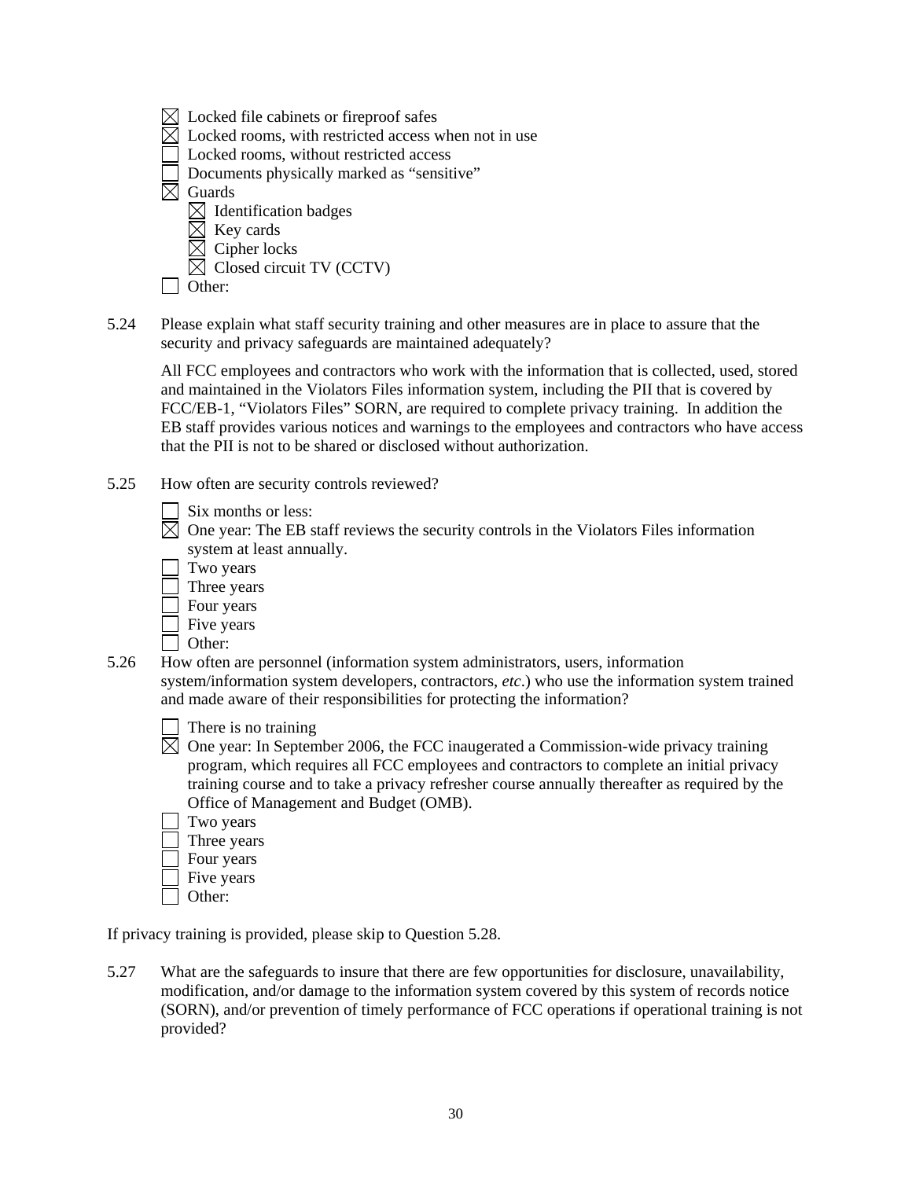- ☒ Locked file cabinets or fireproof safes
- ☒ Locked rooms, with restricted access when not in use
- ☐ Locked rooms, without restricted access
- ☐ Documents physically marked as "sensitive"
- ☒ Guards
  - ☒ Identification badges
  - ☒ Key cards
  - ☒ Cipher locks
  - ☒ Closed circuit TV (CCTV)
- ☐ Other:

5.24 Please explain what staff security training and other measures are in place to assure that the security and privacy safeguards are maintained adequately?

All FCC employees and contractors who work with the information that is collected, used, stored and maintained in the Violators Files information system, including the PII that is covered by FCC/EB-1, "Violators Files" SORN, are required to complete privacy training. In addition the EB staff provides various notices and warnings to the employees and contractors who have access that the PII is not to be shared or disclosed without authorization.

5.25 How often are security controls reviewed?

- ☐ Six months or less:
- ☒ One year: The EB staff reviews the security controls in the Violators Files information system at least annually.
- ☐ Two years
- ☐ Three years
- ☐ Four years
- ☐ Five years
- ☐ Other:

5.26 How often are personnel (information system administrators, users, information system/information system developers, contractors, *etc*.) who use the information system trained and made aware of their responsibilities for protecting the information?

- ☐ There is no training
- ☒ One year: In September 2006, the FCC inaugerated a Commission-wide privacy training program, which requires all FCC employees and contractors to complete an initial privacy training course and to take a privacy refresher course annually thereafter as required by the Office of Management and Budget (OMB).
- ☐ Two years
- ☐ Three years
- ☐ Four years
- ☐ Five years
- ☐ Other:

If privacy training is provided, please skip to Question 5.28.

5.27 What are the safeguards to insure that there are few opportunities for disclosure, unavailability, modification, and/or damage to the information system covered by this system of records notice (SORN), and/or prevention of timely performance of FCC operations if operational training is not provided?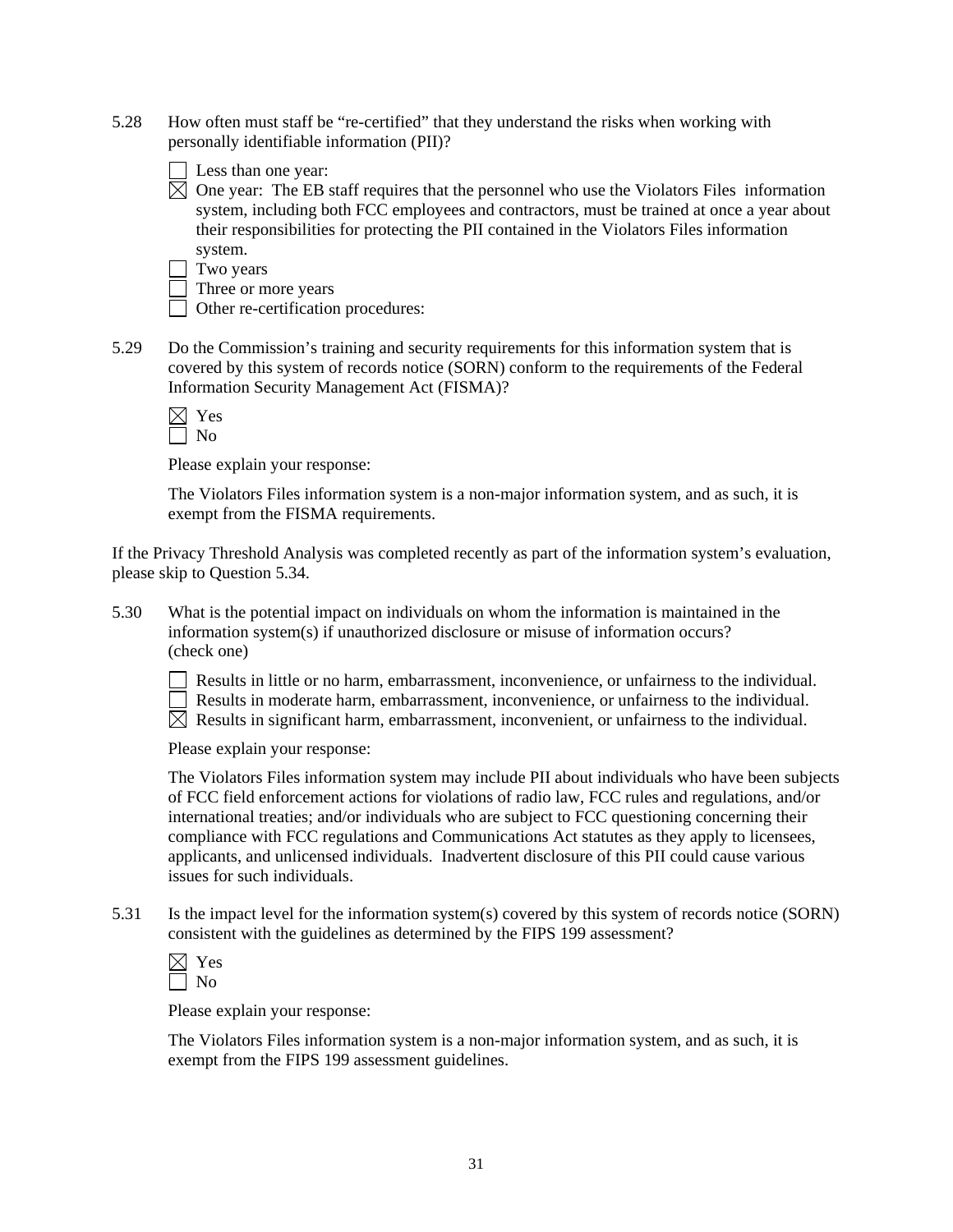5.28 How often must staff be "re-certified" that they understand the risks when working with personally identifiable information (PII)?

- [ ] Less than one year:
- [x] One year: The EB staff requires that the personnel who use the Violators Files information system, including both FCC employees and contractors, must be trained at once a year about their responsibilities for protecting the PII contained in the Violators Files information system.
- [ ] Two years
- [ ] Three or more years
- [ ] Other re-certification procedures:

5.29 Do the Commission's training and security requirements for this information system that is covered by this system of records notice (SORN) conform to the requirements of the Federal Information Security Management Act (FISMA)?

- [x] Yes
- [ ] No

Please explain your response:

The Violators Files information system is a non-major information system, and as such, it is exempt from the FISMA requirements.

If the Privacy Threshold Analysis was completed recently as part of the information system's evaluation, please skip to Question 5.34.

5.30 What is the potential impact on individuals on whom the information is maintained in the information system(s) if unauthorized disclosure or misuse of information occurs? (check one)

- [ ] Results in little or no harm, embarrassment, inconvenience, or unfairness to the individual.
- [ ] Results in moderate harm, embarrassment, inconvenience, or unfairness to the individual.
- [x] Results in significant harm, embarrassment, inconvenient, or unfairness to the individual.

Please explain your response:

The Violators Files information system may include PII about individuals who have been subjects of FCC field enforcement actions for violations of radio law, FCC rules and regulations, and/or international treaties; and/or individuals who are subject to FCC questioning concerning their compliance with FCC regulations and Communications Act statutes as they apply to licensees, applicants, and unlicensed individuals. Inadvertent disclosure of this PII could cause various issues for such individuals.

5.31 Is the impact level for the information system(s) covered by this system of records notice (SORN) consistent with the guidelines as determined by the FIPS 199 assessment?

- [x] Yes
- [ ] No

Please explain your response:

The Violators Files information system is a non-major information system, and as such, it is exempt from the FIPS 199 assessment guidelines.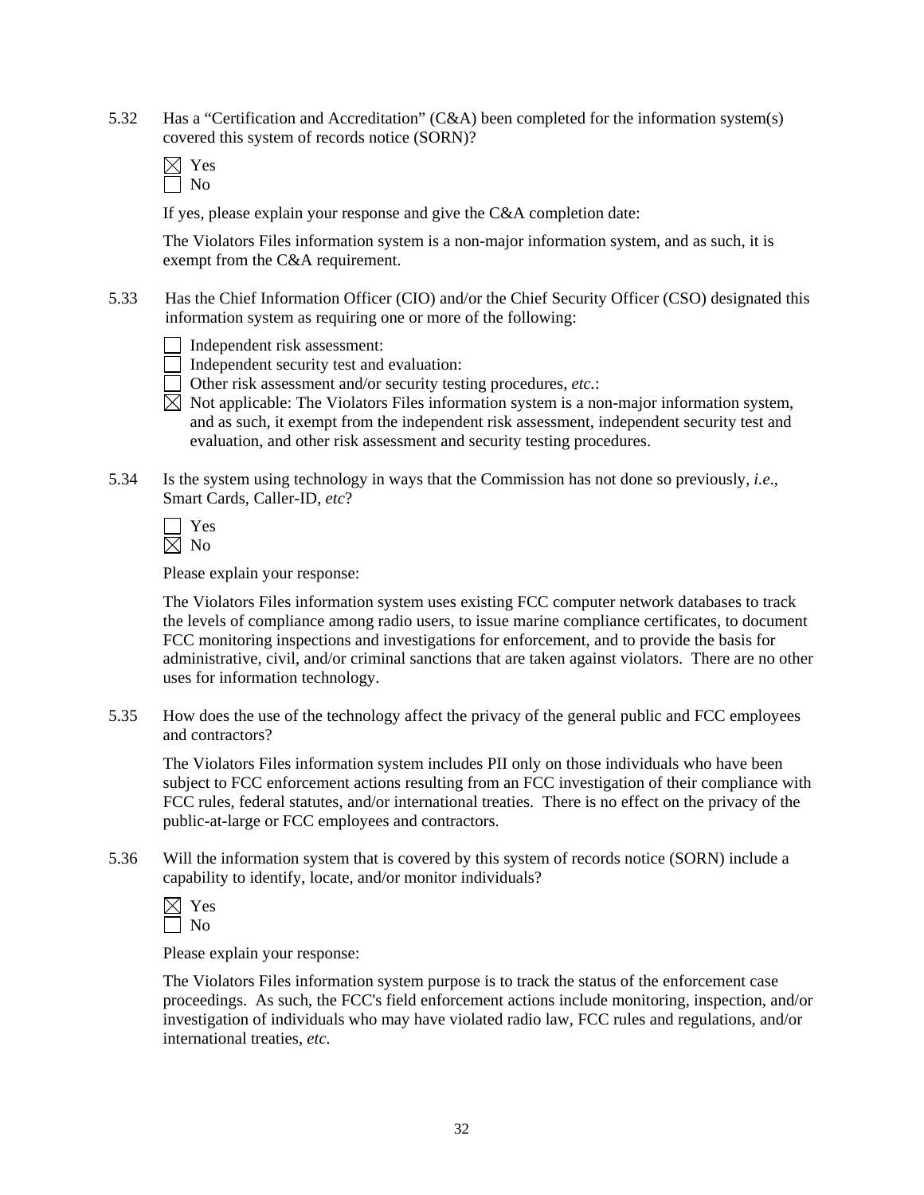5.32 Has a "Certification and Accreditation" (C&A) been completed for the information system(s) covered this system of records notice (SORN)?

☒ Yes
☐ No

If yes, please explain your response and give the C&A completion date:

The Violators Files information system is a non-major information system, and as such, it is exempt from the C&A requirement.

5.33 Has the Chief Information Officer (CIO) and/or the Chief Security Officer (CSO) designated this information system as requiring one or more of the following:

☐ Independent risk assessment:
☐ Independent security test and evaluation:
☐ Other risk assessment and/or security testing procedures, *etc.*:
☒ Not applicable: The Violators Files information system is a non-major information system, and as such, it exempt from the independent risk assessment, independent security test and evaluation, and other risk assessment and security testing procedures.

5.34 Is the system using technology in ways that the Commission has not done so previously, *i.e.*, Smart Cards, Caller-ID, *etc*?

☐ Yes
☒ No

Please explain your response:

The Violators Files information system uses existing FCC computer network databases to track the levels of compliance among radio users, to issue marine compliance certificates, to document FCC monitoring inspections and investigations for enforcement, and to provide the basis for administrative, civil, and/or criminal sanctions that are taken against violators. There are no other uses for information technology.

5.35 How does the use of the technology affect the privacy of the general public and FCC employees and contractors?

The Violators Files information system includes PII only on those individuals who have been subject to FCC enforcement actions resulting from an FCC investigation of their compliance with FCC rules, federal statutes, and/or international treaties. There is no effect on the privacy of the public-at-large or FCC employees and contractors.

5.36 Will the information system that is covered by this system of records notice (SORN) include a capability to identify, locate, and/or monitor individuals?

☒ Yes
☐ No

Please explain your response:

The Violators Files information system purpose is to track the status of the enforcement case proceedings. As such, the FCC's field enforcement actions include monitoring, inspection, and/or investigation of individuals who may have violated radio law, FCC rules and regulations, and/or international treaties, *etc.*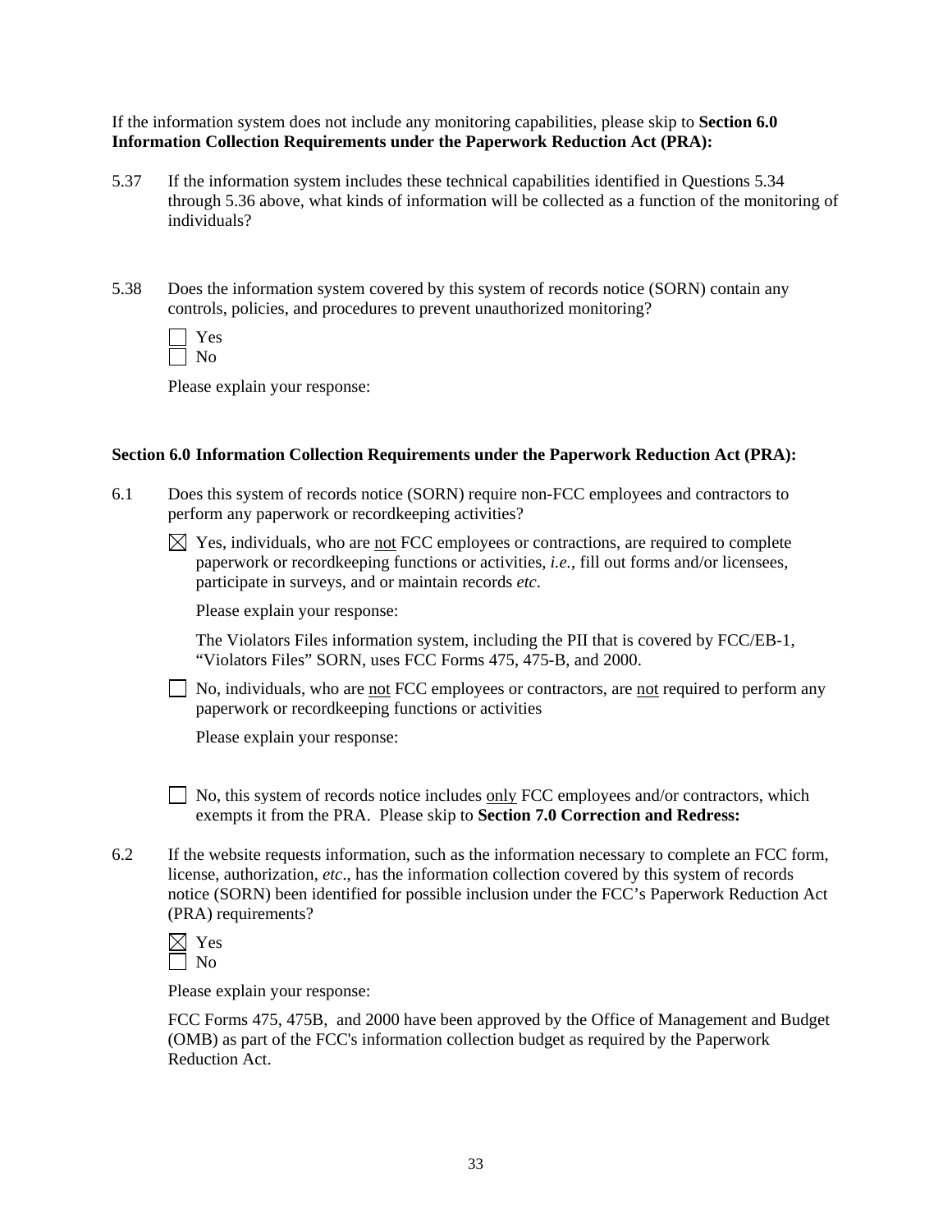If the information system does not include any monitoring capabilities, please skip to **Section 6.0 Information Collection Requirements under the Paperwork Reduction Act (PRA):**

5.37 If the information system includes these technical capabilities identified in Questions 5.34 through 5.36 above, what kinds of information will be collected as a function of the monitoring of individuals?

5.38 Does the information system covered by this system of records notice (SORN) contain any controls, policies, and procedures to prevent unauthorized monitoring?

☐ Yes
☐ No

Please explain your response:

**Section 6.0 Information Collection Requirements under the Paperwork Reduction Act (PRA):**

6.1 Does this system of records notice (SORN) require non-FCC employees and contractors to perform any paperwork or recordkeeping activities?

☒ Yes, individuals, who are not FCC employees or contractions, are required to complete paperwork or recordkeeping functions or activities, *i.e.*, fill out forms and/or licensees, participate in surveys, and or maintain records *etc*.

Please explain your response:

The Violators Files information system, including the PII that is covered by FCC/EB-1, "Violators Files" SORN, uses FCC Forms 475, 475-B, and 2000.

☐ No, individuals, who are not FCC employees or contractors, are not required to perform any paperwork or recordkeeping functions or activities

Please explain your response:

☐ No, this system of records notice includes only FCC employees and/or contractors, which exempts it from the PRA. Please skip to **Section 7.0 Correction and Redress:**

6.2 If the website requests information, such as the information necessary to complete an FCC form, license, authorization, *etc*., has the information collection covered by this system of records notice (SORN) been identified for possible inclusion under the FCC's Paperwork Reduction Act (PRA) requirements?

☒ Yes
☐ No

Please explain your response:

FCC Forms 475, 475B, and 2000 have been approved by the Office of Management and Budget (OMB) as part of the FCC's information collection budget as required by the Paperwork Reduction Act.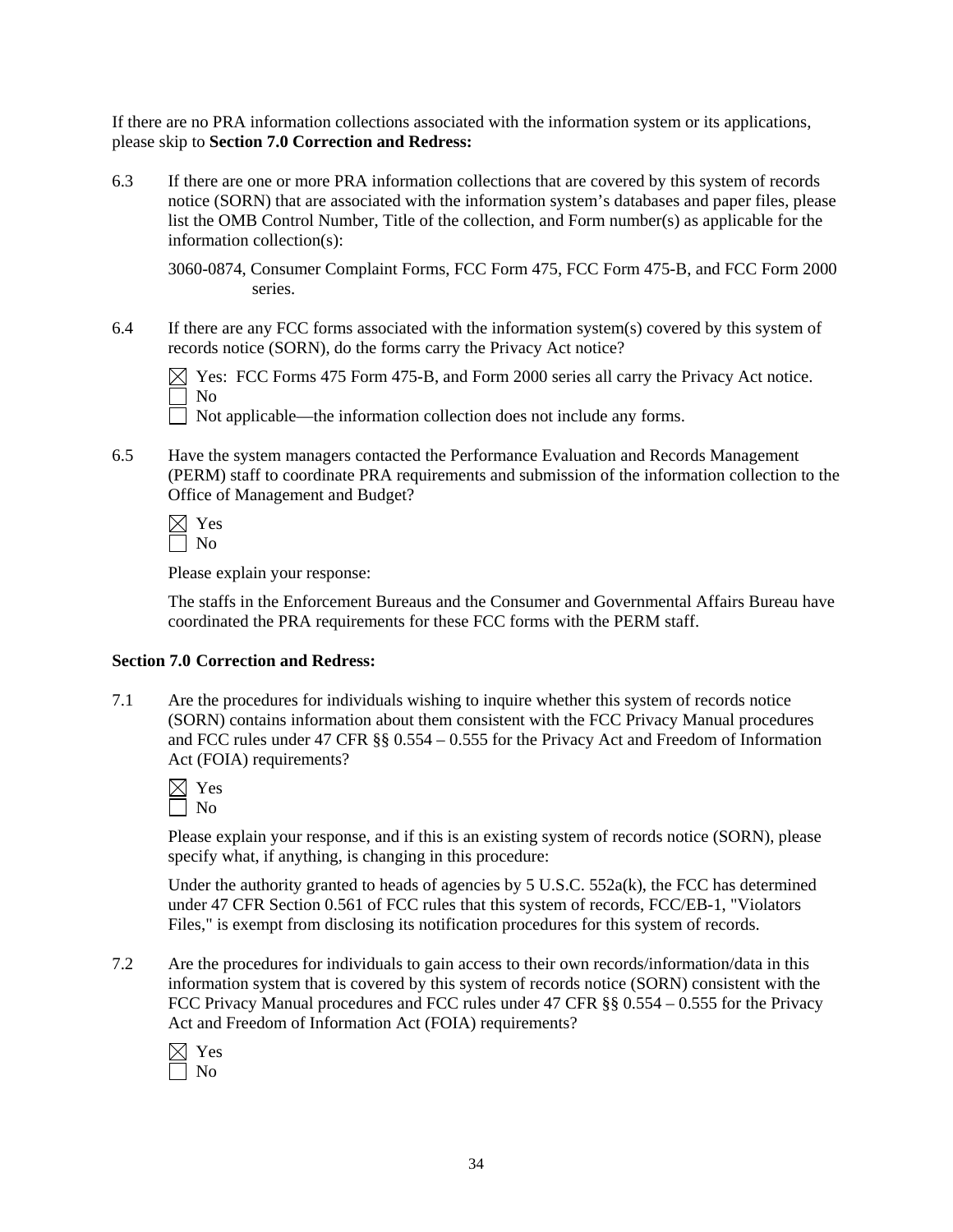If there are no PRA information collections associated with the information system or its applications, please skip to **Section 7.0 Correction and Redress:**

6.3 If there are one or more PRA information collections that are covered by this system of records notice (SORN) that are associated with the information system's databases and paper files, please list the OMB Control Number, Title of the collection, and Form number(s) as applicable for the information collection(s):

3060-0874, Consumer Complaint Forms, FCC Form 475, FCC Form 475-B, and FCC Form 2000 series.

6.4 If there are any FCC forms associated with the information system(s) covered by this system of records notice (SORN), do the forms carry the Privacy Act notice?

☒ Yes: FCC Forms 475 Form 475-B, and Form 2000 series all carry the Privacy Act notice.
☐ No
☐ Not applicable—the information collection does not include any forms.

6.5 Have the system managers contacted the Performance Evaluation and Records Management (PERM) staff to coordinate PRA requirements and submission of the information collection to the Office of Management and Budget?

☒ Yes
☐ No

Please explain your response:

The staffs in the Enforcement Bureaus and the Consumer and Governmental Affairs Bureau have coordinated the PRA requirements for these FCC forms with the PERM staff.

**Section 7.0 Correction and Redress:**

7.1 Are the procedures for individuals wishing to inquire whether this system of records notice (SORN) contains information about them consistent with the FCC Privacy Manual procedures and FCC rules under 47 CFR §§ 0.554 – 0.555 for the Privacy Act and Freedom of Information Act (FOIA) requirements?

☒ Yes
☐ No

Please explain your response, and if this is an existing system of records notice (SORN), please specify what, if anything, is changing in this procedure:

Under the authority granted to heads of agencies by 5 U.S.C. 552a(k), the FCC has determined under 47 CFR Section 0.561 of FCC rules that this system of records, FCC/EB-1, "Violators Files," is exempt from disclosing its notification procedures for this system of records.

7.2 Are the procedures for individuals to gain access to their own records/information/data in this information system that is covered by this system of records notice (SORN) consistent with the FCC Privacy Manual procedures and FCC rules under 47 CFR §§ 0.554 – 0.555 for the Privacy Act and Freedom of Information Act (FOIA) requirements?

☒ Yes
☐ No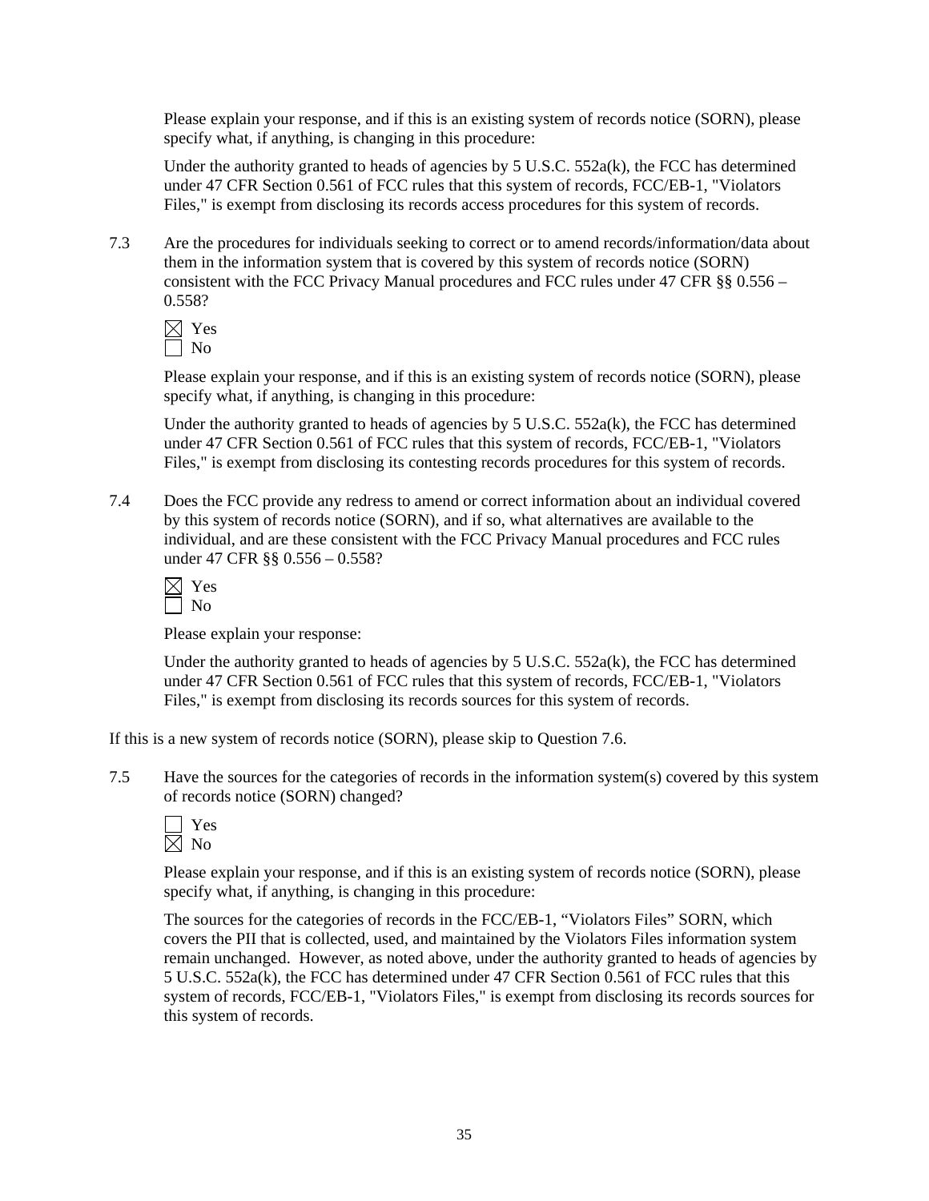Please explain your response, and if this is an existing system of records notice (SORN), please specify what, if anything, is changing in this procedure:

Under the authority granted to heads of agencies by 5 U.S.C. 552a(k), the FCC has determined under 47 CFR Section 0.561 of FCC rules that this system of records, FCC/EB-1, "Violators Files," is exempt from disclosing its records access procedures for this system of records.

7.3 Are the procedures for individuals seeking to correct or to amend records/information/data about them in the information system that is covered by this system of records notice (SORN) consistent with the FCC Privacy Manual procedures and FCC rules under 47 CFR §§ 0.556 – 0.558?

☒ Yes
☐ No

Please explain your response, and if this is an existing system of records notice (SORN), please specify what, if anything, is changing in this procedure:

Under the authority granted to heads of agencies by 5 U.S.C. 552a(k), the FCC has determined under 47 CFR Section 0.561 of FCC rules that this system of records, FCC/EB-1, "Violators Files," is exempt from disclosing its contesting records procedures for this system of records.

7.4 Does the FCC provide any redress to amend or correct information about an individual covered by this system of records notice (SORN), and if so, what alternatives are available to the individual, and are these consistent with the FCC Privacy Manual procedures and FCC rules under 47 CFR §§ 0.556 – 0.558?

☒ Yes
☐ No

Please explain your response:

Under the authority granted to heads of agencies by 5 U.S.C. 552a(k), the FCC has determined under 47 CFR Section 0.561 of FCC rules that this system of records, FCC/EB-1, "Violators Files," is exempt from disclosing its records sources for this system of records.

If this is a new system of records notice (SORN), please skip to Question 7.6.

7.5 Have the sources for the categories of records in the information system(s) covered by this system of records notice (SORN) changed?

☐ Yes
☒ No

Please explain your response, and if this is an existing system of records notice (SORN), please specify what, if anything, is changing in this procedure:

The sources for the categories of records in the FCC/EB-1, "Violators Files" SORN, which covers the PII that is collected, used, and maintained by the Violators Files information system remain unchanged. However, as noted above, under the authority granted to heads of agencies by 5 U.S.C. 552a(k), the FCC has determined under 47 CFR Section 0.561 of FCC rules that this system of records, FCC/EB-1, "Violators Files," is exempt from disclosing its records sources for this system of records.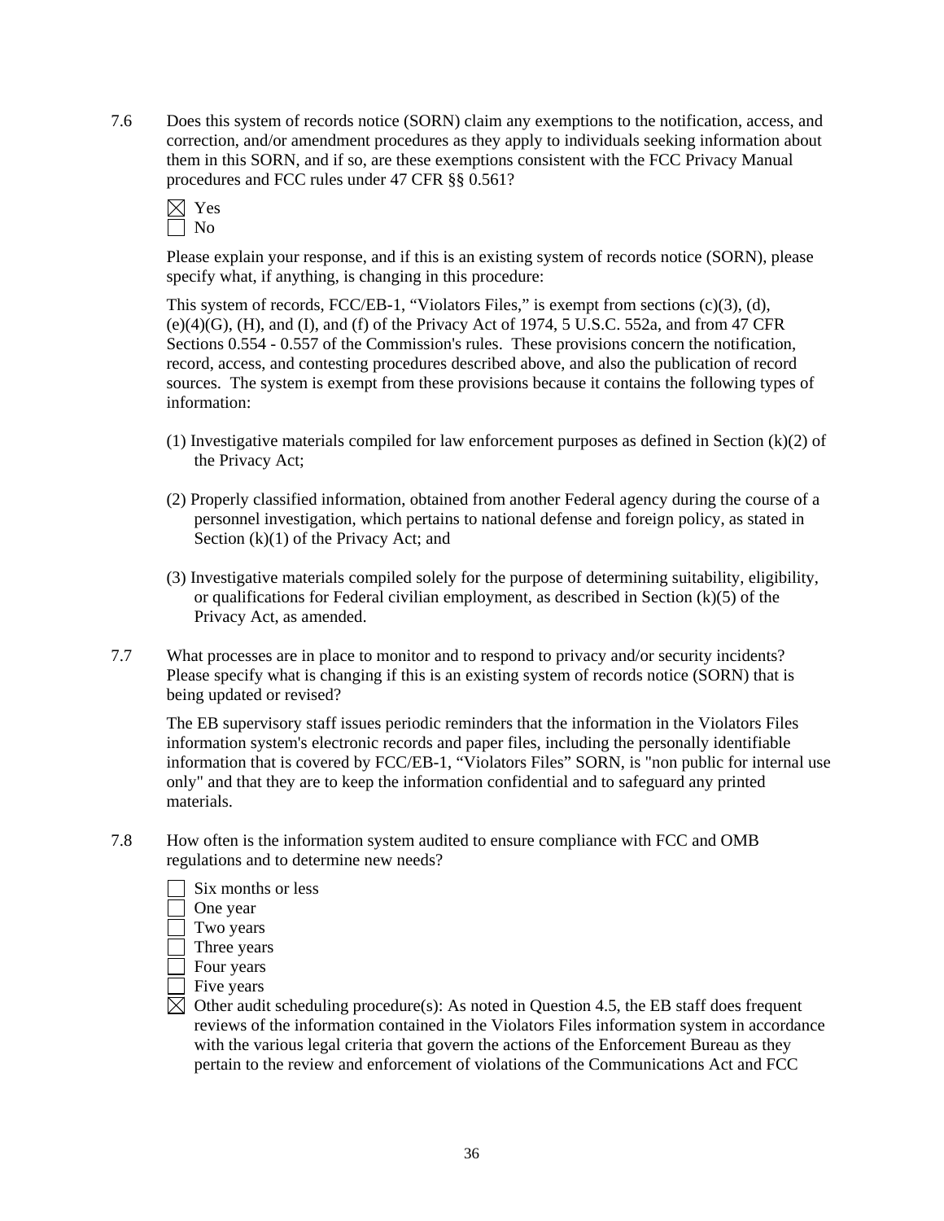7.6 Does this system of records notice (SORN) claim any exemptions to the notification, access, and correction, and/or amendment procedures as they apply to individuals seeking information about them in this SORN, and if so, are these exemptions consistent with the FCC Privacy Manual procedures and FCC rules under 47 CFR §§ 0.561?

☒ Yes
☐ No

Please explain your response, and if this is an existing system of records notice (SORN), please specify what, if anything, is changing in this procedure:

This system of records, FCC/EB-1, "Violators Files," is exempt from sections (c)(3), (d), (e)(4)(G), (H), and (I), and (f) of the Privacy Act of 1974, 5 U.S.C. 552a, and from 47 CFR Sections 0.554 - 0.557 of the Commission's rules. These provisions concern the notification, record, access, and contesting procedures described above, and also the publication of record sources. The system is exempt from these provisions because it contains the following types of information:

(1) Investigative materials compiled for law enforcement purposes as defined in Section (k)(2) of the Privacy Act;

(2) Properly classified information, obtained from another Federal agency during the course of a personnel investigation, which pertains to national defense and foreign policy, as stated in Section (k)(1) of the Privacy Act; and

(3) Investigative materials compiled solely for the purpose of determining suitability, eligibility, or qualifications for Federal civilian employment, as described in Section (k)(5) of the Privacy Act, as amended.

7.7 What processes are in place to monitor and to respond to privacy and/or security incidents? Please specify what is changing if this is an existing system of records notice (SORN) that is being updated or revised?

The EB supervisory staff issues periodic reminders that the information in the Violators Files information system's electronic records and paper files, including the personally identifiable information that is covered by FCC/EB-1, "Violators Files" SORN, is "non public for internal use only" and that they are to keep the information confidential and to safeguard any printed materials.

7.8 How often is the information system audited to ensure compliance with FCC and OMB regulations and to determine new needs?

☐ Six months or less
☐ One year
☐ Two years
☐ Three years
☐ Four years
☐ Five years
☒ Other audit scheduling procedure(s): As noted in Question 4.5, the EB staff does frequent reviews of the information contained in the Violators Files information system in accordance with the various legal criteria that govern the actions of the Enforcement Bureau as they pertain to the review and enforcement of violations of the Communications Act and FCC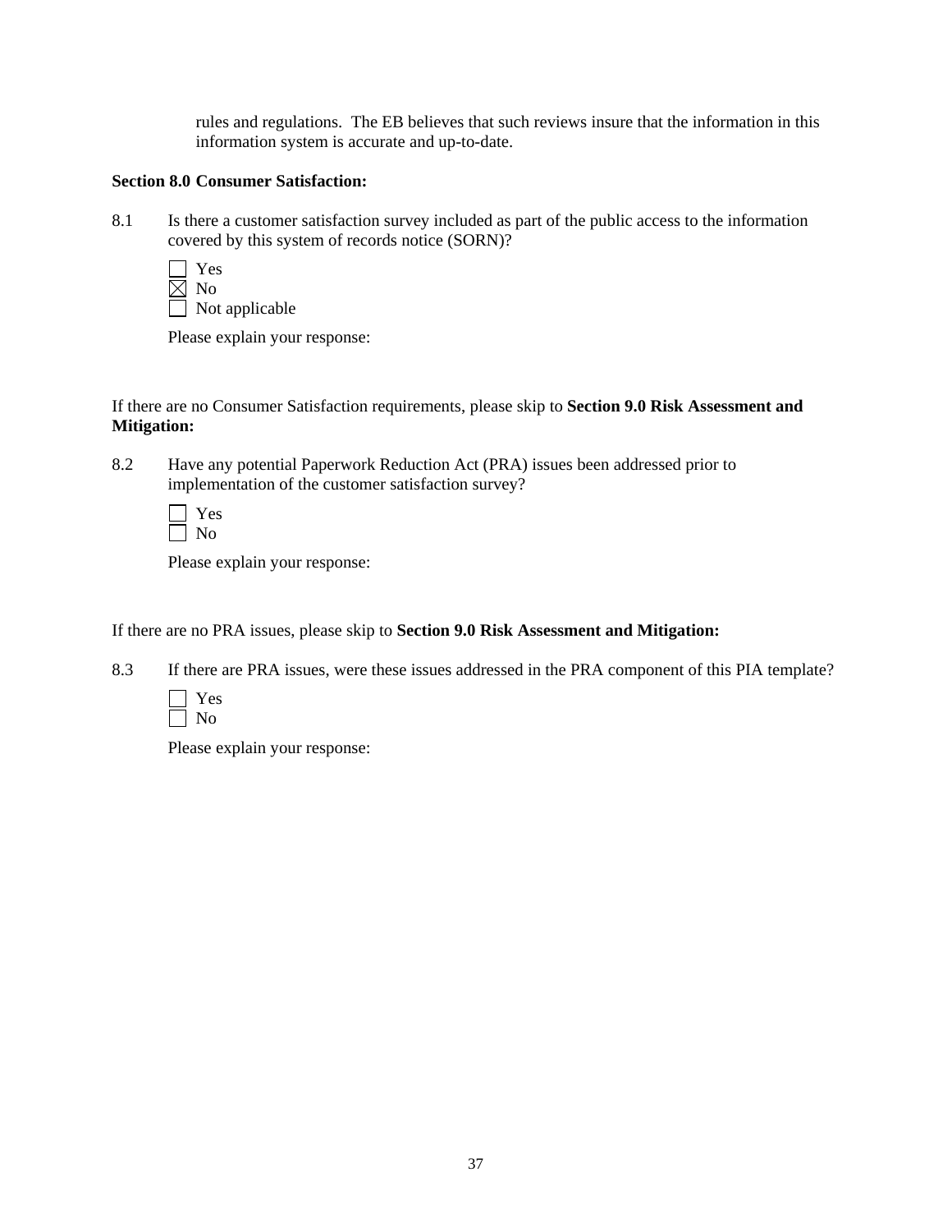rules and regulations. The EB believes that such reviews insure that the information in this information system is accurate and up-to-date.

**Section 8.0 Consumer Satisfaction:**

8.1 Is there a customer satisfaction survey included as part of the public access to the information covered by this system of records notice (SORN)?

- [ ] Yes
- [x] No
- [ ] Not applicable

Please explain your response:

If there are no Consumer Satisfaction requirements, please skip to **Section 9.0 Risk Assessment and Mitigation:**

8.2 Have any potential Paperwork Reduction Act (PRA) issues been addressed prior to implementation of the customer satisfaction survey?

- [ ] Yes
- [ ] No

Please explain your response:

If there are no PRA issues, please skip to **Section 9.0 Risk Assessment and Mitigation:**

8.3 If there are PRA issues, were these issues addressed in the PRA component of this PIA template?

- [ ] Yes
- [ ] No

Please explain your response: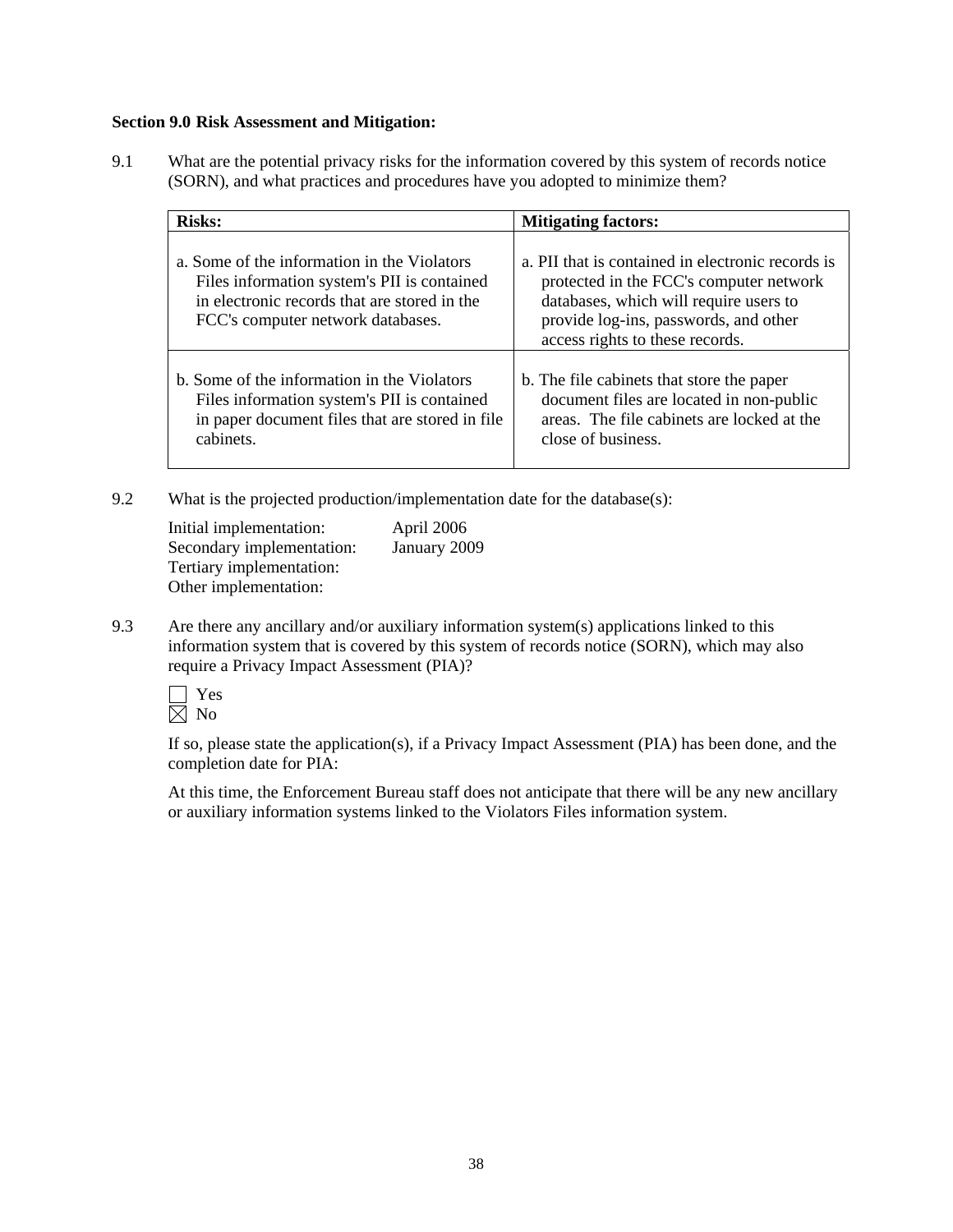**Section 9.0 Risk Assessment and Mitigation:**

9.1 What are the potential privacy risks for the information covered by this system of records notice (SORN), and what practices and procedures have you adopted to minimize them?

| Risks: | Mitigating factors: |
|---|---|
| a. Some of the information in the Violators Files information system's PII is contained in electronic records that are stored in the FCC's computer network databases. | a. PII that is contained in electronic records is protected in the FCC's computer network databases, which will require users to provide log-ins, passwords, and other access rights to these records. |
| b. Some of the information in the Violators Files information system's PII is contained in paper document files that are stored in file cabinets. | b. The file cabinets that store the paper document files are located in non-public areas. The file cabinets are locked at the close of business. |

9.2 What is the projected production/implementation date for the database(s):

Initial implementation: April 2006
Secondary implementation: January 2009
Tertiary implementation:
Other implementation:

9.3 Are there any ancillary and/or auxiliary information system(s) applications linked to this information system that is covered by this system of records notice (SORN), which may also require a Privacy Impact Assessment (PIA)?

☐ Yes
☒ No

If so, please state the application(s), if a Privacy Impact Assessment (PIA) has been done, and the completion date for PIA:

At this time, the Enforcement Bureau staff does not anticipate that there will be any new ancillary or auxiliary information systems linked to the Violators Files information system.